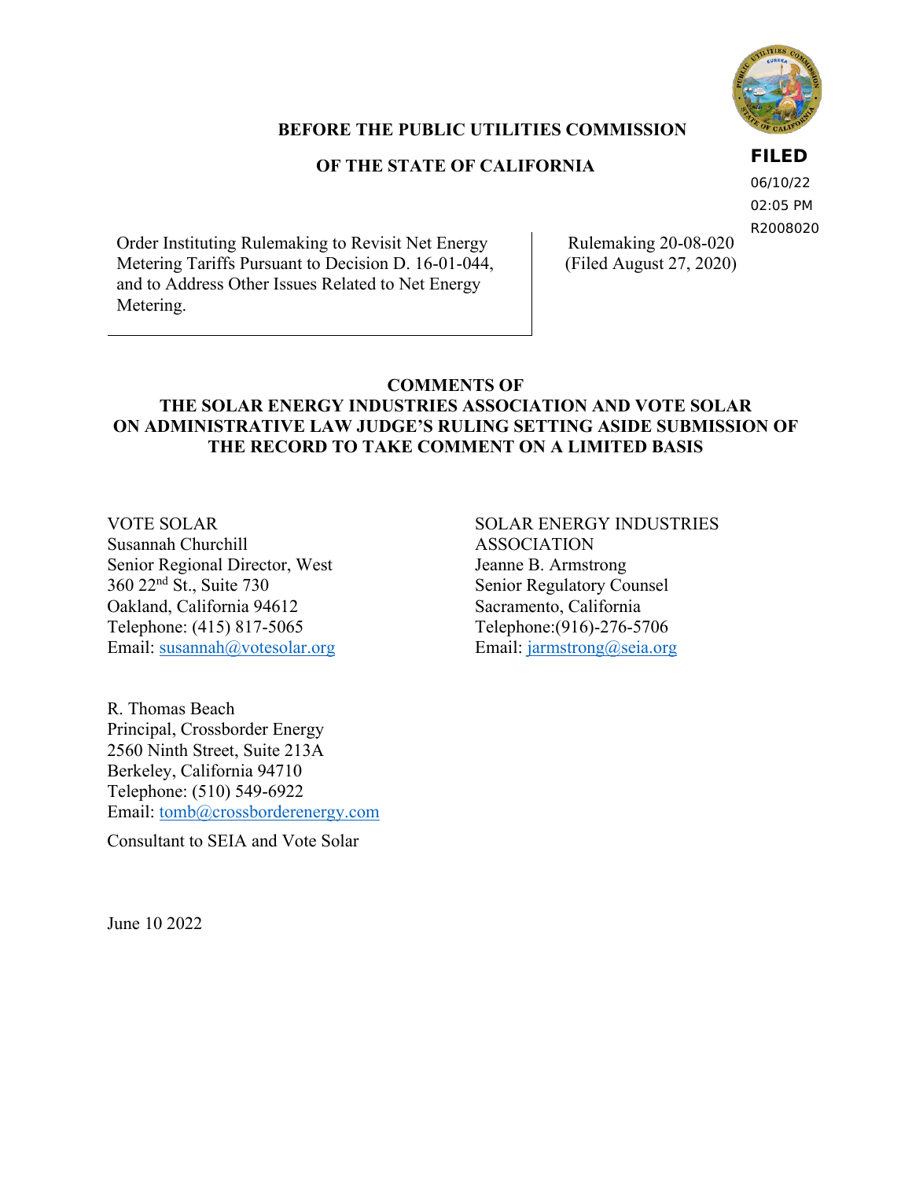**FILED**
06/10/22
02:05 PM
R2008020

**BEFORE THE PUBLIC UTILITIES COMMISSION**

**OF THE STATE OF CALIFORNIA**

| | |
|---|---|
| Order Instituting Rulemaking to Revisit Net Energy Metering Tariffs Pursuant to Decision D. 16-01-044, and to Address Other Issues Related to Net Energy Metering. | Rulemaking 20-08-020 (Filed August 27, 2020) |

**COMMENTS OF**
**THE SOLAR ENERGY INDUSTRIES ASSOCIATION AND VOTE SOLAR ON ADMINISTRATIVE LAW JUDGE'S RULING SETTING ASIDE SUBMISSION OF THE RECORD TO TAKE COMMENT ON A LIMITED BASIS**

VOTE SOLAR
Susannah Churchill
Senior Regional Director, West
360 22nd St., Suite 730
Oakland, California 94612
Telephone: (415) 817-5065
Email: susannah@votesolar.org

SOLAR ENERGY INDUSTRIES ASSOCIATION
Jeanne B. Armstrong
Senior Regulatory Counsel
Sacramento, California
Telephone:(916)-276-5706
Email: jarmstrong@seia.org

R. Thomas Beach
Principal, Crossborder Energy
2560 Ninth Street, Suite 213A
Berkeley, California 94710
Telephone: (510) 549-6922
Email: tomb@crossborderenergy.com

Consultant to SEIA and Vote Solar

June 10 2022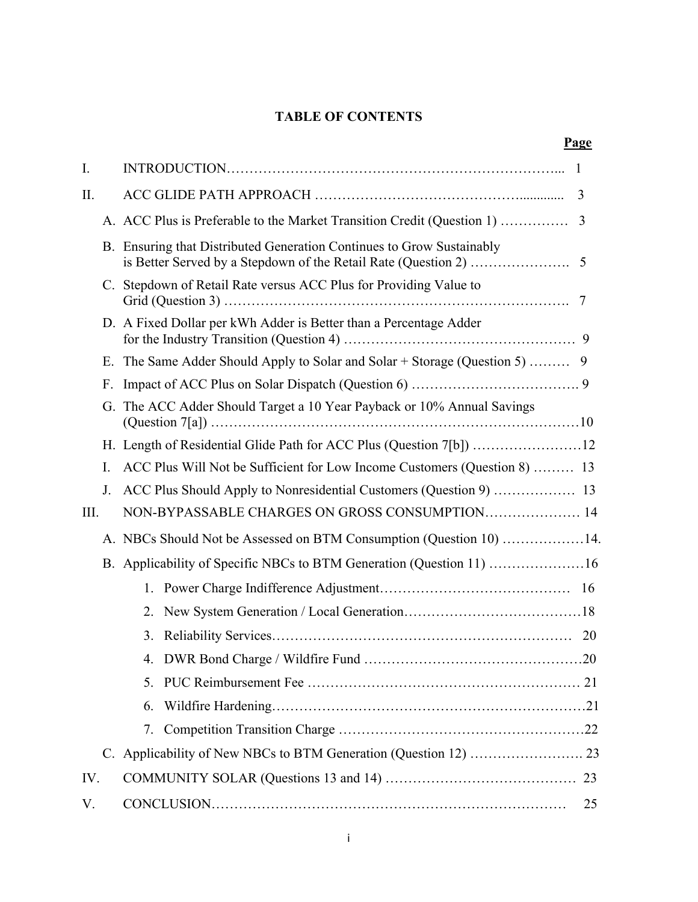# TABLE OF CONTENTS

| | | Page |
|---|---|---|
| I. | INTRODUCTION | 1 |
| II. | ACC GLIDE PATH APPROACH | 3 |
| | A. ACC Plus is Preferable to the Market Transition Credit (Question 1) | 3 |
| | B. Ensuring that Distributed Generation Continues to Grow Sustainably is Better Served by a Stepdown of the Retail Rate (Question 2) | 5 |
| | C. Stepdown of Retail Rate versus ACC Plus for Providing Value to Grid (Question 3) | 7 |
| | D. A Fixed Dollar per kWh Adder is Better than a Percentage Adder for the Industry Transition (Question 4) | 9 |
| | E. The Same Adder Should Apply to Solar and Solar + Storage (Question 5) | 9 |
| | F. Impact of ACC Plus on Solar Dispatch (Question 6) | 9 |
| | G. The ACC Adder Should Target a 10 Year Payback or 10% Annual Savings (Question 7[a]) | 10 |
| | H. Length of Residential Glide Path for ACC Plus (Question 7[b]) | 12 |
| | I. ACC Plus Will Not be Sufficient for Low Income Customers (Question 8) | 13 |
| | J. ACC Plus Should Apply to Nonresidential Customers (Question 9) | 13 |
| III. | NON-BYPASSABLE CHARGES ON GROSS CONSUMPTION | 14 |
| | A. NBCs Should Not be Assessed on BTM Consumption (Question 10) | 14. |
| | B. Applicability of Specific NBCs to BTM Generation (Question 11) | 16 |
| | 1. Power Charge Indifference Adjustment | 16 |
| | 2. New System Generation / Local Generation | 18 |
| | 3. Reliability Services | 20 |
| | 4. DWR Bond Charge / Wildfire Fund | 20 |
| | 5. PUC Reimbursement Fee | 21 |
| | 6. Wildfire Hardening | 21 |
| | 7. Competition Transition Charge | 22 |
| | C. Applicability of New NBCs to BTM Generation (Question 12) | 23 |
| IV. | COMMUNITY SOLAR (Questions 13 and 14) | 23 |
| V. | CONCLUSION | 25 |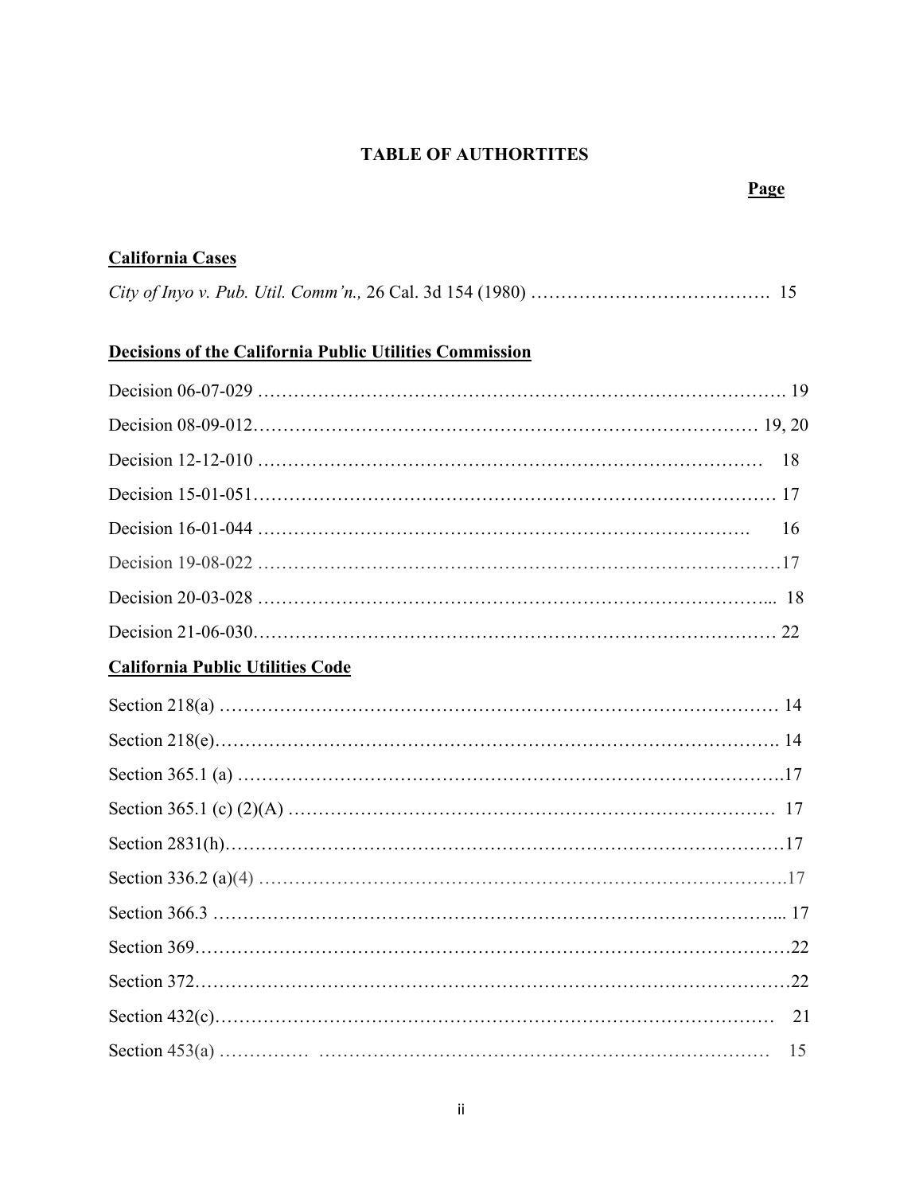# TABLE OF AUTHORTITES

**Page**

**California Cases**

*City of Inyo v. Pub. Util. Comm'n.,* 26 Cal. 3d 154 (1980) …………………………………. 15

**Decisions of the California Public Utilities Commission**

Decision 06-07-029 ………………………………………………………………………. 19

Decision 08-09-012………………………………………………………………………. 19, 20

Decision 12-12-010 ………………………………………………………………………. 18

Decision 15-01-051………………………………………………………………………. 17

Decision 16-01-044 ………………………………………………………………………. 16

Decision 19-08-022 ………………………………………………………………………. 17

Decision 20-03-028 ………………………………………………………………………... 18

Decision 21-06-030………………………………………………………………………. 22

**California Public Utilities Code**

Section 218(a) ………………………………………………………………………. 14

Section 218(e)………………………………………………………………………. 14

Section 365.1 (a) ………………………………………………………………………. 17

Section 365.1 (c) (2)(A) ………………………………………………………………………. 17

Section 2831(h)………………………………………………………………………. 17

Section 336.2 (a)(4) ………………………………………………………………………. 17

Section 366.3 ………………………………………………………………………... 17

Section 369………………………………………………………………………. 22

Section 372………………………………………………………………………. 22

Section 432(c)………………………………………………………………………. 21

Section 453(a) …………… ………………………………………………………………………. 15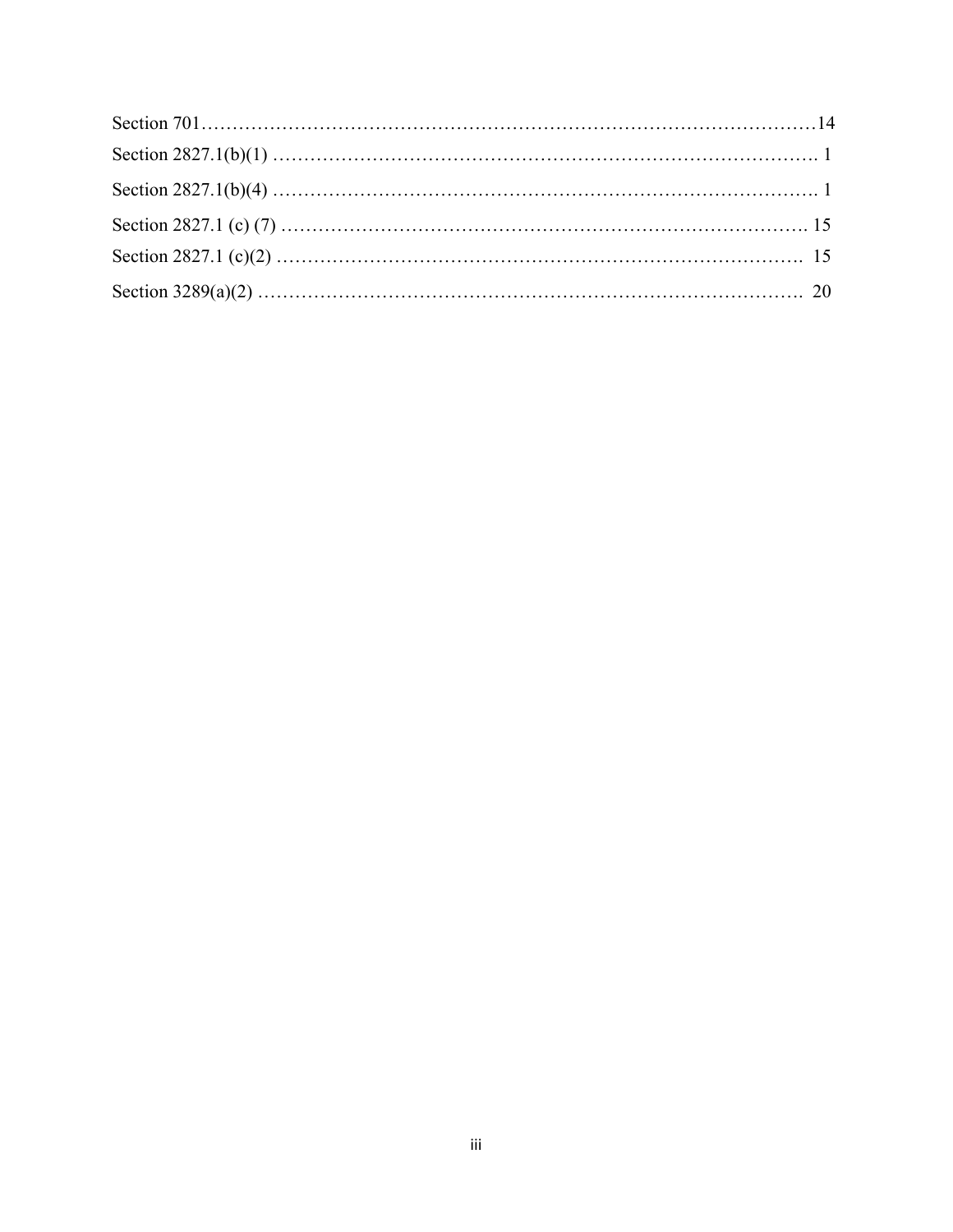Section 701……………………………………………………………………………………14

Section 2827.1(b)(1) ………………………………………………………………………. 1

Section 2827.1(b)(4) ………………………………………………………………………. 1

Section 2827.1 (c) (7) ……………………………………………………………………. 15

Section 2827.1 (c)(2) …………………………………………………………………….  15

Section 3289(a)(2) ………………………………………………………………………. 20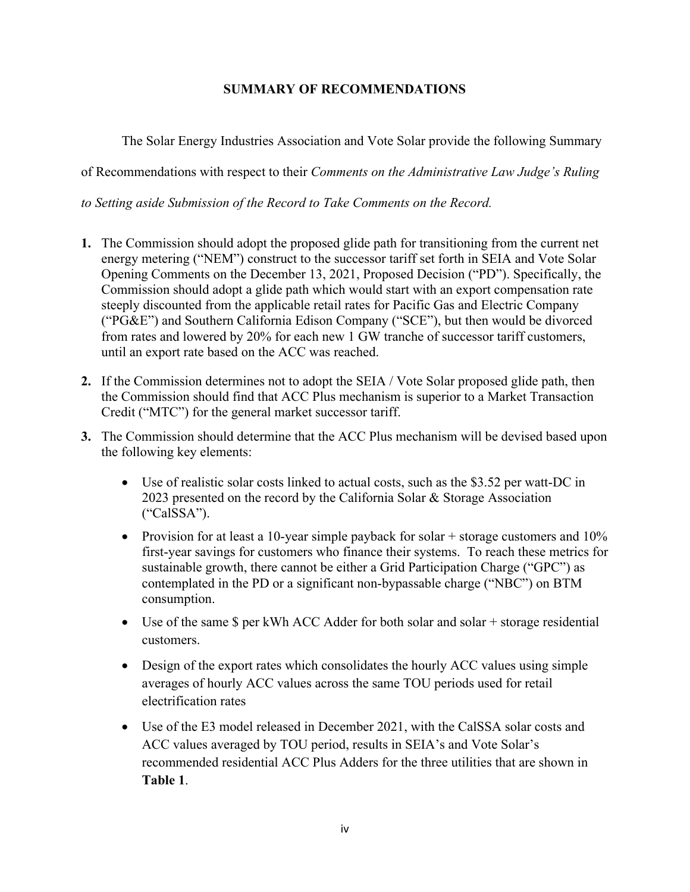## SUMMARY OF RECOMMENDATIONS

The Solar Energy Industries Association and Vote Solar provide the following Summary of Recommendations with respect to their *Comments on the Administrative Law Judge's Ruling to Setting aside Submission of the Record to Take Comments on the Record.*

1. The Commission should adopt the proposed glide path for transitioning from the current net energy metering ("NEM") construct to the successor tariff set forth in SEIA and Vote Solar Opening Comments on the December 13, 2021, Proposed Decision ("PD"). Specifically, the Commission should adopt a glide path which would start with an export compensation rate steeply discounted from the applicable retail rates for Pacific Gas and Electric Company ("PG&E") and Southern California Edison Company ("SCE"), but then would be divorced from rates and lowered by 20% for each new 1 GW tranche of successor tariff customers, until an export rate based on the ACC was reached.

2. If the Commission determines not to adopt the SEIA / Vote Solar proposed glide path, then the Commission should find that ACC Plus mechanism is superior to a Market Transaction Credit ("MTC") for the general market successor tariff.

3. The Commission should determine that the ACC Plus mechanism will be devised based upon the following key elements:

   - Use of realistic solar costs linked to actual costs, such as the $3.52 per watt-DC in 2023 presented on the record by the California Solar & Storage Association ("CalSSA").
   - Provision for at least a 10-year simple payback for solar + storage customers and 10% first-year savings for customers who finance their systems. To reach these metrics for sustainable growth, there cannot be either a Grid Participation Charge ("GPC") as contemplated in the PD or a significant non-bypassable charge ("NBC") on BTM consumption.
   - Use of the same $ per kWh ACC Adder for both solar and solar + storage residential customers.
   - Design of the export rates which consolidates the hourly ACC values using simple averages of hourly ACC values across the same TOU periods used for retail electrification rates
   - Use of the E3 model released in December 2021, with the CalSSA solar costs and ACC values averaged by TOU period, results in SEIA's and Vote Solar's recommended residential ACC Plus Adders for the three utilities that are shown in **Table 1**.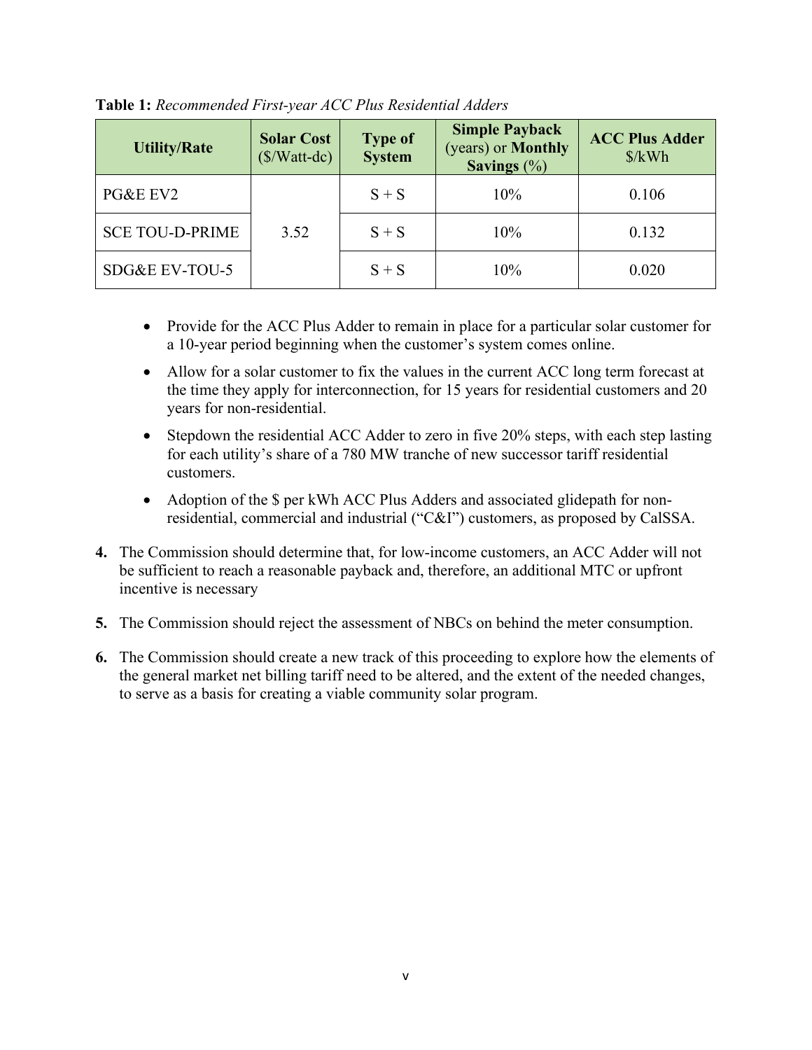**Table 1:** *Recommended First-year ACC Plus Residential Adders*

| Utility/Rate | Solar Cost ($/Watt-dc) | Type of System | Simple Payback (years) or Monthly Savings (%) | ACC Plus Adder $/kWh |
|---|---|---|---|---|
| PG&E EV2 | 3.52 | S + S | 10% | 0.106 |
| SCE TOU-D-PRIME | | S + S | 10% | 0.132 |
| SDG&E EV-TOU-5 | | S + S | 10% | 0.020 |

- Provide for the ACC Plus Adder to remain in place for a particular solar customer for a 10-year period beginning when the customer's system comes online.
- Allow for a solar customer to fix the values in the current ACC long term forecast at the time they apply for interconnection, for 15 years for residential customers and 20 years for non-residential.
- Stepdown the residential ACC Adder to zero in five 20% steps, with each step lasting for each utility's share of a 780 MW tranche of new successor tariff residential customers.
- Adoption of the $ per kWh ACC Plus Adders and associated glidepath for non-residential, commercial and industrial ("C&I") customers, as proposed by CalSSA.

4. The Commission should determine that, for low-income customers, an ACC Adder will not be sufficient to reach a reasonable payback and, therefore, an additional MTC or upfront incentive is necessary

5. The Commission should reject the assessment of NBCs on behind the meter consumption.

6. The Commission should create a new track of this proceeding to explore how the elements of the general market net billing tariff need to be altered, and the extent of the needed changes, to serve as a basis for creating a viable community solar program.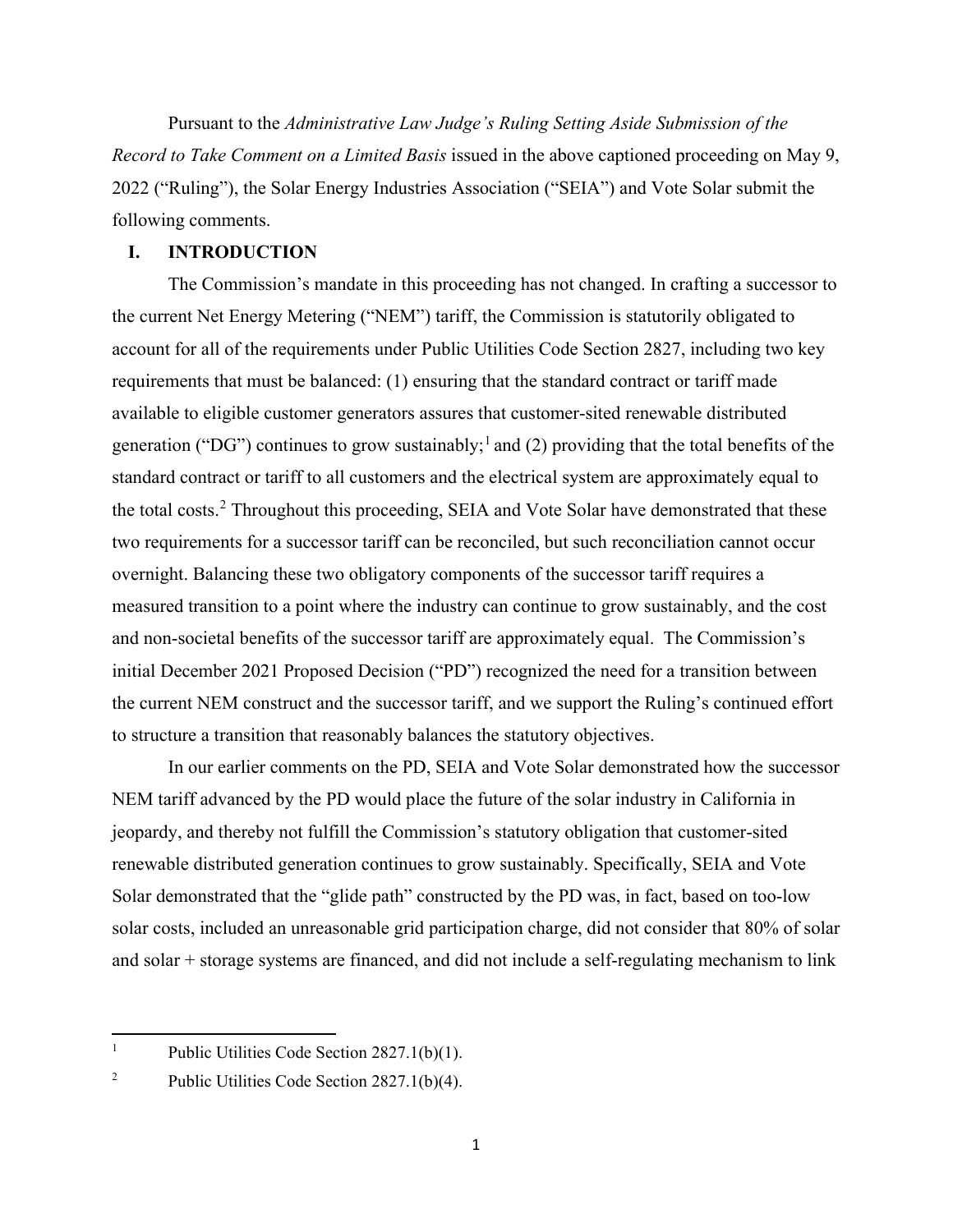Pursuant to the *Administrative Law Judge's Ruling Setting Aside Submission of the Record to Take Comment on a Limited Basis* issued in the above captioned proceeding on May 9, 2022 ("Ruling"), the Solar Energy Industries Association ("SEIA") and Vote Solar submit the following comments.

## I. INTRODUCTION

The Commission's mandate in this proceeding has not changed. In crafting a successor to the current Net Energy Metering ("NEM") tariff, the Commission is statutorily obligated to account for all of the requirements under Public Utilities Code Section 2827, including two key requirements that must be balanced: (1) ensuring that the standard contract or tariff made available to eligible customer generators assures that customer-sited renewable distributed generation ("DG") continues to grow sustainably;[1] and (2) providing that the total benefits of the standard contract or tariff to all customers and the electrical system are approximately equal to the total costs.[2] Throughout this proceeding, SEIA and Vote Solar have demonstrated that these two requirements for a successor tariff can be reconciled, but such reconciliation cannot occur overnight. Balancing these two obligatory components of the successor tariff requires a measured transition to a point where the industry can continue to grow sustainably, and the cost and non-societal benefits of the successor tariff are approximately equal. The Commission's initial December 2021 Proposed Decision ("PD") recognized the need for a transition between the current NEM construct and the successor tariff, and we support the Ruling's continued effort to structure a transition that reasonably balances the statutory objectives.

In our earlier comments on the PD, SEIA and Vote Solar demonstrated how the successor NEM tariff advanced by the PD would place the future of the solar industry in California in jeopardy, and thereby not fulfill the Commission's statutory obligation that customer-sited renewable distributed generation continues to grow sustainably. Specifically, SEIA and Vote Solar demonstrated that the "glide path" constructed by the PD was, in fact, based on too-low solar costs, included an unreasonable grid participation charge, did not consider that 80% of solar and solar + storage systems are financed, and did not include a self-regulating mechanism to link

---

[1] Public Utilities Code Section 2827.1(b)(1).

[2] Public Utilities Code Section 2827.1(b)(4).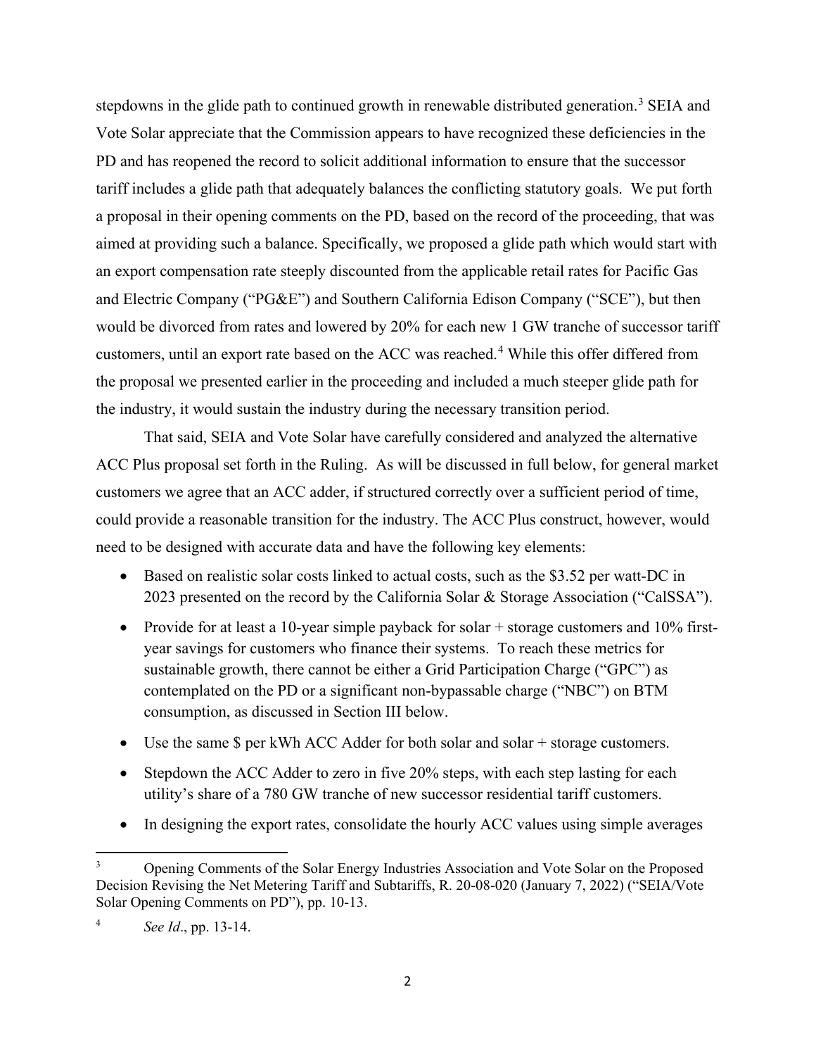stepdowns in the glide path to continued growth in renewable distributed generation.[3] SEIA and Vote Solar appreciate that the Commission appears to have recognized these deficiencies in the PD and has reopened the record to solicit additional information to ensure that the successor tariff includes a glide path that adequately balances the conflicting statutory goals. We put forth a proposal in their opening comments on the PD, based on the record of the proceeding, that was aimed at providing such a balance. Specifically, we proposed a glide path which would start with an export compensation rate steeply discounted from the applicable retail rates for Pacific Gas and Electric Company ("PG&E") and Southern California Edison Company ("SCE"), but then would be divorced from rates and lowered by 20% for each new 1 GW tranche of successor tariff customers, until an export rate based on the ACC was reached.[4] While this offer differed from the proposal we presented earlier in the proceeding and included a much steeper glide path for the industry, it would sustain the industry during the necessary transition period.

That said, SEIA and Vote Solar have carefully considered and analyzed the alternative ACC Plus proposal set forth in the Ruling. As will be discussed in full below, for general market customers we agree that an ACC adder, if structured correctly over a sufficient period of time, could provide a reasonable transition for the industry. The ACC Plus construct, however, would need to be designed with accurate data and have the following key elements:

- Based on realistic solar costs linked to actual costs, such as the $3.52 per watt-DC in 2023 presented on the record by the California Solar & Storage Association ("CalSSA").
- Provide for at least a 10-year simple payback for solar + storage customers and 10% first-year savings for customers who finance their systems. To reach these metrics for sustainable growth, there cannot be either a Grid Participation Charge ("GPC") as contemplated on the PD or a significant non-bypassable charge ("NBC") on BTM consumption, as discussed in Section III below.
- Use the same $ per kWh ACC Adder for both solar and solar + storage customers.
- Stepdown the ACC Adder to zero in five 20% steps, with each step lasting for each utility's share of a 780 GW tranche of new successor residential tariff customers.
- In designing the export rates, consolidate the hourly ACC values using simple averages

---

[3] Opening Comments of the Solar Energy Industries Association and Vote Solar on the Proposed Decision Revising the Net Metering Tariff and Subtariffs, R. 20-08-020 (January 7, 2022) ("SEIA/Vote Solar Opening Comments on PD"), pp. 10-13.

[4] *See Id*., pp. 13-14.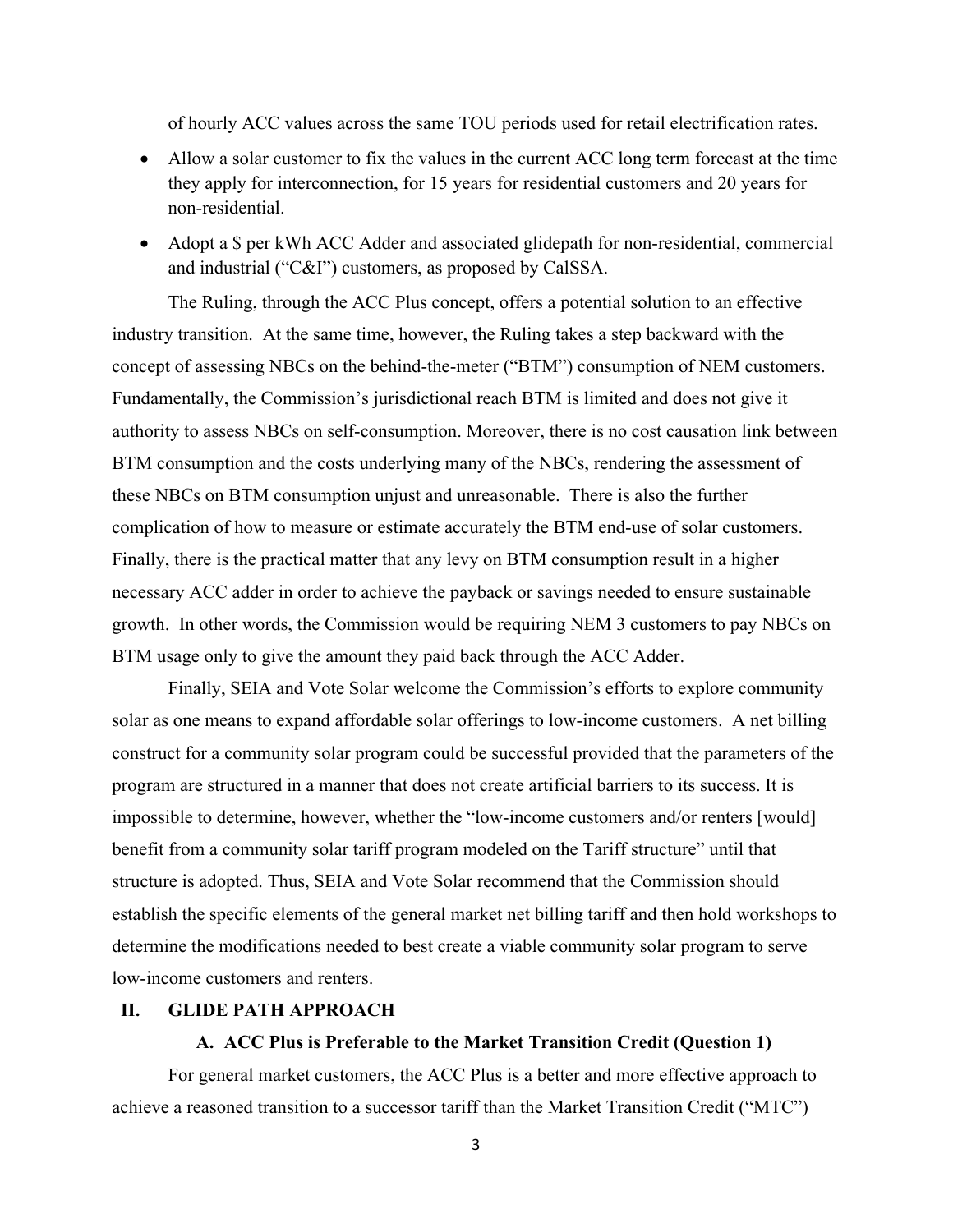of hourly ACC values across the same TOU periods used for retail electrification rates.

- Allow a solar customer to fix the values in the current ACC long term forecast at the time they apply for interconnection, for 15 years for residential customers and 20 years for non-residential.
- Adopt a $ per kWh ACC Adder and associated glidepath for non-residential, commercial and industrial ("C&I") customers, as proposed by CalSSA.

The Ruling, through the ACC Plus concept, offers a potential solution to an effective industry transition. At the same time, however, the Ruling takes a step backward with the concept of assessing NBCs on the behind-the-meter ("BTM") consumption of NEM customers. Fundamentally, the Commission's jurisdictional reach BTM is limited and does not give it authority to assess NBCs on self-consumption. Moreover, there is no cost causation link between BTM consumption and the costs underlying many of the NBCs, rendering the assessment of these NBCs on BTM consumption unjust and unreasonable. There is also the further complication of how to measure or estimate accurately the BTM end-use of solar customers. Finally, there is the practical matter that any levy on BTM consumption result in a higher necessary ACC adder in order to achieve the payback or savings needed to ensure sustainable growth. In other words, the Commission would be requiring NEM 3 customers to pay NBCs on BTM usage only to give the amount they paid back through the ACC Adder.

Finally, SEIA and Vote Solar welcome the Commission's efforts to explore community solar as one means to expand affordable solar offerings to low-income customers. A net billing construct for a community solar program could be successful provided that the parameters of the program are structured in a manner that does not create artificial barriers to its success. It is impossible to determine, however, whether the "low-income customers and/or renters [would] benefit from a community solar tariff program modeled on the Tariff structure" until that structure is adopted. Thus, SEIA and Vote Solar recommend that the Commission should establish the specific elements of the general market net billing tariff and then hold workshops to determine the modifications needed to best create a viable community solar program to serve low-income customers and renters.

## II. GLIDE PATH APPROACH

### A. ACC Plus is Preferable to the Market Transition Credit (Question 1)

For general market customers, the ACC Plus is a better and more effective approach to achieve a reasoned transition to a successor tariff than the Market Transition Credit ("MTC")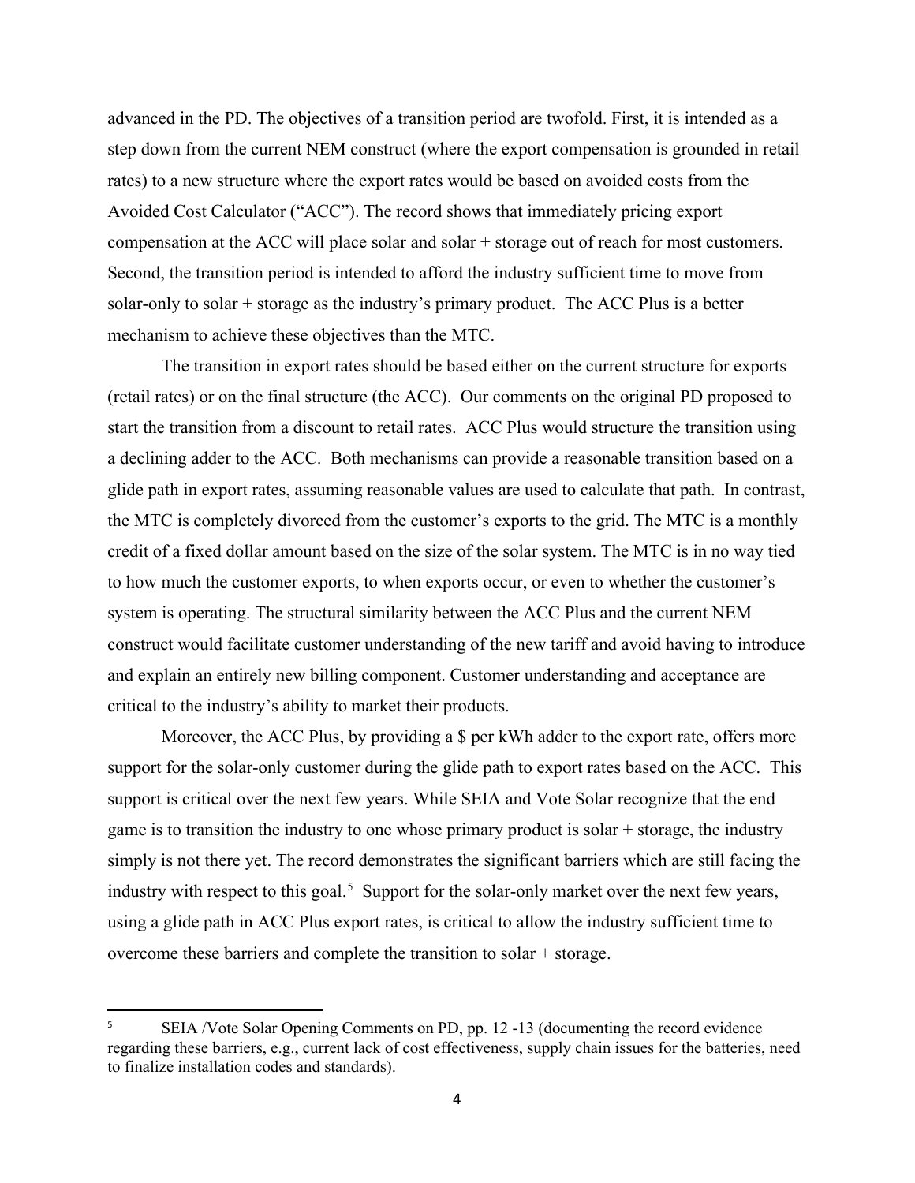advanced in the PD. The objectives of a transition period are twofold. First, it is intended as a step down from the current NEM construct (where the export compensation is grounded in retail rates) to a new structure where the export rates would be based on avoided costs from the Avoided Cost Calculator ("ACC"). The record shows that immediately pricing export compensation at the ACC will place solar and solar + storage out of reach for most customers. Second, the transition period is intended to afford the industry sufficient time to move from solar-only to solar + storage as the industry's primary product. The ACC Plus is a better mechanism to achieve these objectives than the MTC.

The transition in export rates should be based either on the current structure for exports (retail rates) or on the final structure (the ACC). Our comments on the original PD proposed to start the transition from a discount to retail rates. ACC Plus would structure the transition using a declining adder to the ACC. Both mechanisms can provide a reasonable transition based on a glide path in export rates, assuming reasonable values are used to calculate that path. In contrast, the MTC is completely divorced from the customer's exports to the grid. The MTC is a monthly credit of a fixed dollar amount based on the size of the solar system. The MTC is in no way tied to how much the customer exports, to when exports occur, or even to whether the customer's system is operating. The structural similarity between the ACC Plus and the current NEM construct would facilitate customer understanding of the new tariff and avoid having to introduce and explain an entirely new billing component. Customer understanding and acceptance are critical to the industry's ability to market their products.

Moreover, the ACC Plus, by providing a $ per kWh adder to the export rate, offers more support for the solar-only customer during the glide path to export rates based on the ACC. This support is critical over the next few years. While SEIA and Vote Solar recognize that the end game is to transition the industry to one whose primary product is solar + storage, the industry simply is not there yet. The record demonstrates the significant barriers which are still facing the industry with respect to this goal.[5] Support for the solar-only market over the next few years, using a glide path in ACC Plus export rates, is critical to allow the industry sufficient time to overcome these barriers and complete the transition to solar + storage.

---

[5] SEIA /Vote Solar Opening Comments on PD, pp. 12 -13 (documenting the record evidence regarding these barriers, e.g., current lack of cost effectiveness, supply chain issues for the batteries, need to finalize installation codes and standards).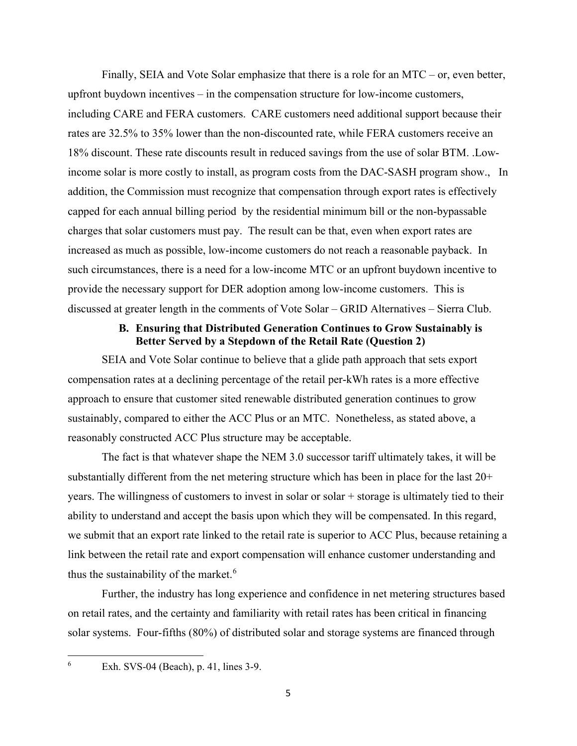Finally, SEIA and Vote Solar emphasize that there is a role for an MTC – or, even better, upfront buydown incentives – in the compensation structure for low-income customers, including CARE and FERA customers. CARE customers need additional support because their rates are 32.5% to 35% lower than the non-discounted rate, while FERA customers receive an 18% discount. These rate discounts result in reduced savings from the use of solar BTM. .Low-income solar is more costly to install, as program costs from the DAC-SASH program show., In addition, the Commission must recognize that compensation through export rates is effectively capped for each annual billing period by the residential minimum bill or the non-bypassable charges that solar customers must pay. The result can be that, even when export rates are increased as much as possible, low-income customers do not reach a reasonable payback. In such circumstances, there is a need for a low-income MTC or an upfront buydown incentive to provide the necessary support for DER adoption among low-income customers. This is discussed at greater length in the comments of Vote Solar – GRID Alternatives – Sierra Club.

### B. Ensuring that Distributed Generation Continues to Grow Sustainably is Better Served by a Stepdown of the Retail Rate (Question 2)

SEIA and Vote Solar continue to believe that a glide path approach that sets export compensation rates at a declining percentage of the retail per-kWh rates is a more effective approach to ensure that customer sited renewable distributed generation continues to grow sustainably, compared to either the ACC Plus or an MTC. Nonetheless, as stated above, a reasonably constructed ACC Plus structure may be acceptable.

The fact is that whatever shape the NEM 3.0 successor tariff ultimately takes, it will be substantially different from the net metering structure which has been in place for the last 20+ years. The willingness of customers to invest in solar or solar + storage is ultimately tied to their ability to understand and accept the basis upon which they will be compensated. In this regard, we submit that an export rate linked to the retail rate is superior to ACC Plus, because retaining a link between the retail rate and export compensation will enhance customer understanding and thus the sustainability of the market.[6]

Further, the industry has long experience and confidence in net metering structures based on retail rates, and the certainty and familiarity with retail rates has been critical in financing solar systems. Four-fifths (80%) of distributed solar and storage systems are financed through

[6] Exh. SVS-04 (Beach), p. 41, lines 3-9.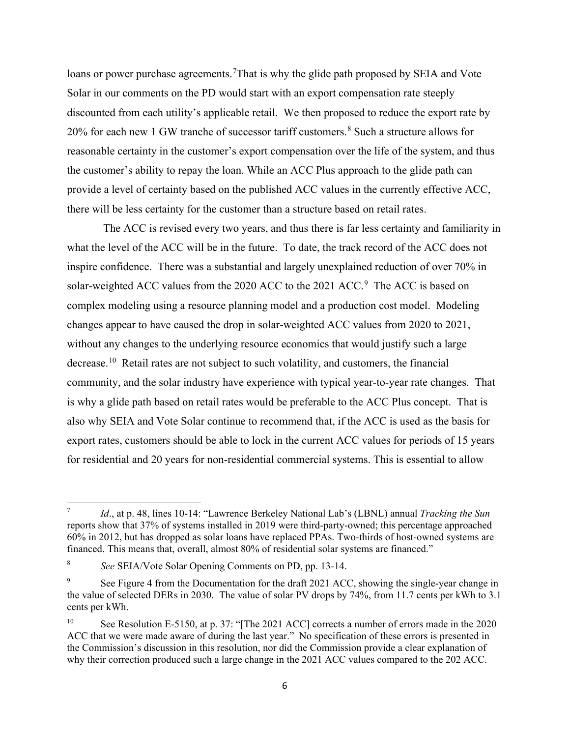loans or power purchase agreements.[7] That is why the glide path proposed by SEIA and Vote Solar in our comments on the PD would start with an export compensation rate steeply discounted from each utility's applicable retail. We then proposed to reduce the export rate by 20% for each new 1 GW tranche of successor tariff customers.[8] Such a structure allows for reasonable certainty in the customer's export compensation over the life of the system, and thus the customer's ability to repay the loan. While an ACC Plus approach to the glide path can provide a level of certainty based on the published ACC values in the currently effective ACC, there will be less certainty for the customer than a structure based on retail rates.

The ACC is revised every two years, and thus there is far less certainty and familiarity in what the level of the ACC will be in the future. To date, the track record of the ACC does not inspire confidence. There was a substantial and largely unexplained reduction of over 70% in solar-weighted ACC values from the 2020 ACC to the 2021 ACC.[9] The ACC is based on complex modeling using a resource planning model and a production cost model. Modeling changes appear to have caused the drop in solar-weighted ACC values from 2020 to 2021, without any changes to the underlying resource economics that would justify such a large decrease.[10] Retail rates are not subject to such volatility, and customers, the financial community, and the solar industry have experience with typical year-to-year rate changes. That is why a glide path based on retail rates would be preferable to the ACC Plus concept. That is also why SEIA and Vote Solar continue to recommend that, if the ACC is used as the basis for export rates, customers should be able to lock in the current ACC values for periods of 15 years for residential and 20 years for non-residential commercial systems. This is essential to allow

---

[7] *Id*., at p. 48, lines 10-14: "Lawrence Berkeley National Lab's (LBNL) annual *Tracking the Sun* reports show that 37% of systems installed in 2019 were third-party-owned; this percentage approached 60% in 2012, but has dropped as solar loans have replaced PPAs. Two-thirds of host-owned systems are financed. This means that, overall, almost 80% of residential solar systems are financed."

[8] *See* SEIA/Vote Solar Opening Comments on PD, pp. 13-14.

[9] See Figure 4 from the Documentation for the draft 2021 ACC, showing the single-year change in the value of selected DERs in 2030. The value of solar PV drops by 74%, from 11.7 cents per kWh to 3.1 cents per kWh.

[10] See Resolution E-5150, at p. 37: "[The 2021 ACC] corrects a number of errors made in the 2020 ACC that we were made aware of during the last year." No specification of these errors is presented in the Commission's discussion in this resolution, nor did the Commission provide a clear explanation of why their correction produced such a large change in the 2021 ACC values compared to the 202 ACC.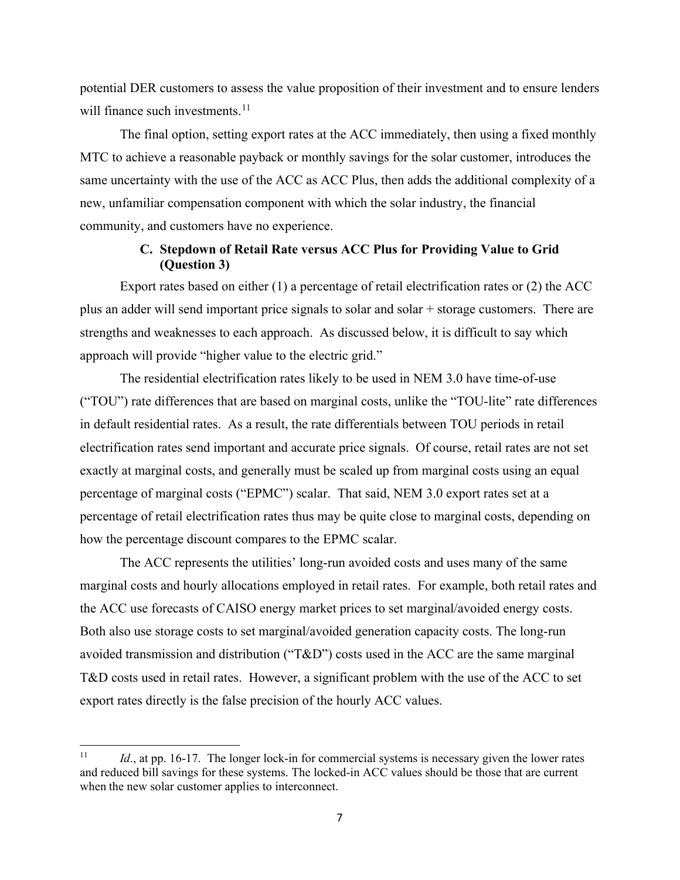potential DER customers to assess the value proposition of their investment and to ensure lenders will finance such investments.[11]

The final option, setting export rates at the ACC immediately, then using a fixed monthly MTC to achieve a reasonable payback or monthly savings for the solar customer, introduces the same uncertainty with the use of the ACC as ACC Plus, then adds the additional complexity of a new, unfamiliar compensation component with which the solar industry, the financial community, and customers have no experience.

### C. Stepdown of Retail Rate versus ACC Plus for Providing Value to Grid (Question 3)

Export rates based on either (1) a percentage of retail electrification rates or (2) the ACC plus an adder will send important price signals to solar and solar + storage customers. There are strengths and weaknesses to each approach. As discussed below, it is difficult to say which approach will provide "higher value to the electric grid."

The residential electrification rates likely to be used in NEM 3.0 have time-of-use ("TOU") rate differences that are based on marginal costs, unlike the "TOU-lite" rate differences in default residential rates. As a result, the rate differentials between TOU periods in retail electrification rates send important and accurate price signals. Of course, retail rates are not set exactly at marginal costs, and generally must be scaled up from marginal costs using an equal percentage of marginal costs ("EPMC") scalar. That said, NEM 3.0 export rates set at a percentage of retail electrification rates thus may be quite close to marginal costs, depending on how the percentage discount compares to the EPMC scalar.

The ACC represents the utilities' long-run avoided costs and uses many of the same marginal costs and hourly allocations employed in retail rates. For example, both retail rates and the ACC use forecasts of CAISO energy market prices to set marginal/avoided energy costs. Both also use storage costs to set marginal/avoided generation capacity costs. The long-run avoided transmission and distribution ("T&D") costs used in the ACC are the same marginal T&D costs used in retail rates. However, a significant problem with the use of the ACC to set export rates directly is the false precision of the hourly ACC values.

---

[11] *Id*., at pp. 16-17. The longer lock-in for commercial systems is necessary given the lower rates and reduced bill savings for these systems. The locked-in ACC values should be those that are current when the new solar customer applies to interconnect.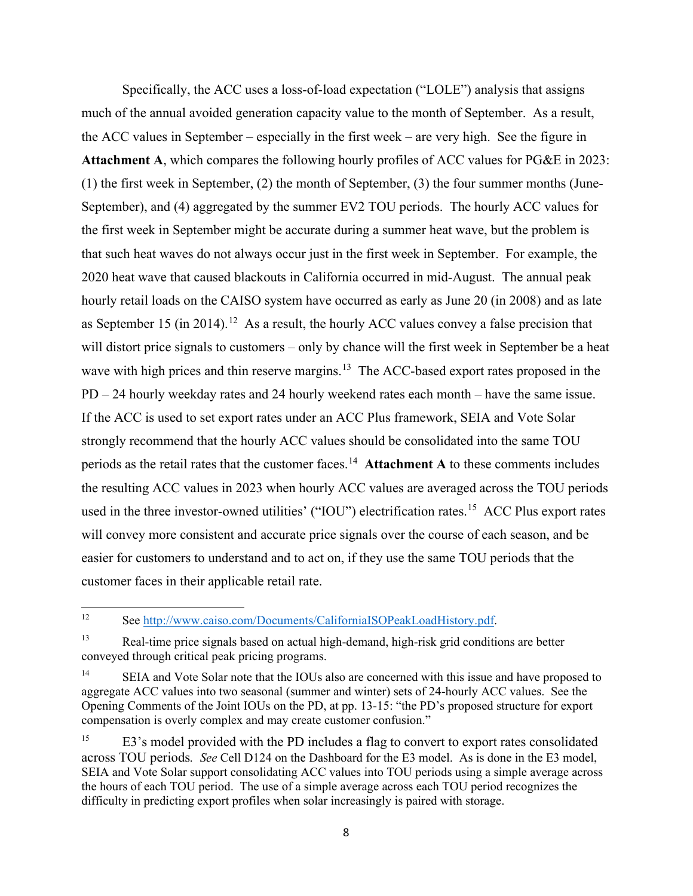Specifically, the ACC uses a loss-of-load expectation ("LOLE") analysis that assigns much of the annual avoided generation capacity value to the month of September. As a result, the ACC values in September – especially in the first week – are very high. See the figure in **Attachment A**, which compares the following hourly profiles of ACC values for PG&E in 2023: (1) the first week in September, (2) the month of September, (3) the four summer months (June-September), and (4) aggregated by the summer EV2 TOU periods. The hourly ACC values for the first week in September might be accurate during a summer heat wave, but the problem is that such heat waves do not always occur just in the first week in September. For example, the 2020 heat wave that caused blackouts in California occurred in mid-August. The annual peak hourly retail loads on the CAISO system have occurred as early as June 20 (in 2008) and as late as September 15 (in 2014).[12] As a result, the hourly ACC values convey a false precision that will distort price signals to customers – only by chance will the first week in September be a heat wave with high prices and thin reserve margins.[13] The ACC-based export rates proposed in the PD – 24 hourly weekday rates and 24 hourly weekend rates each month – have the same issue. If the ACC is used to set export rates under an ACC Plus framework, SEIA and Vote Solar strongly recommend that the hourly ACC values should be consolidated into the same TOU periods as the retail rates that the customer faces.[14] **Attachment A** to these comments includes the resulting ACC values in 2023 when hourly ACC values are averaged across the TOU periods used in the three investor-owned utilities' ("IOU") electrification rates.[15] ACC Plus export rates will convey more consistent and accurate price signals over the course of each season, and be easier for customers to understand and to act on, if they use the same TOU periods that the customer faces in their applicable retail rate.

---

[12] See http://www.caiso.com/Documents/CaliforniaISOPeakLoadHistory.pdf.

[13] Real-time price signals based on actual high-demand, high-risk grid conditions are better conveyed through critical peak pricing programs.

[14] SEIA and Vote Solar note that the IOUs also are concerned with this issue and have proposed to aggregate ACC values into two seasonal (summer and winter) sets of 24-hourly ACC values. See the Opening Comments of the Joint IOUs on the PD, at pp. 13-15: "the PD's proposed structure for export compensation is overly complex and may create customer confusion."

[15] E3's model provided with the PD includes a flag to convert to export rates consolidated across TOU periods. *See* Cell D124 on the Dashboard for the E3 model. As is done in the E3 model, SEIA and Vote Solar support consolidating ACC values into TOU periods using a simple average across the hours of each TOU period. The use of a simple average across each TOU period recognizes the difficulty in predicting export profiles when solar increasingly is paired with storage.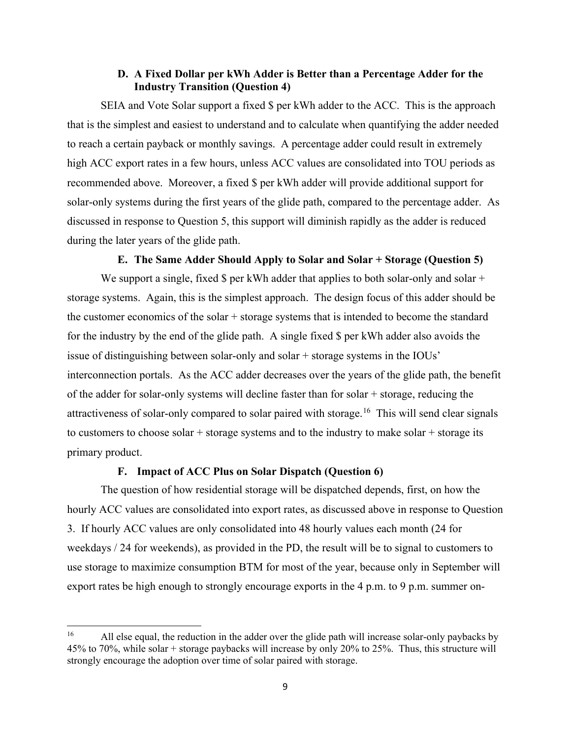### D. A Fixed Dollar per kWh Adder is Better than a Percentage Adder for the Industry Transition (Question 4)

SEIA and Vote Solar support a fixed $ per kWh adder to the ACC. This is the approach that is the simplest and easiest to understand and to calculate when quantifying the adder needed to reach a certain payback or monthly savings. A percentage adder could result in extremely high ACC export rates in a few hours, unless ACC values are consolidated into TOU periods as recommended above. Moreover, a fixed $ per kWh adder will provide additional support for solar-only systems during the first years of the glide path, compared to the percentage adder. As discussed in response to Question 5, this support will diminish rapidly as the adder is reduced during the later years of the glide path.

### E. The Same Adder Should Apply to Solar and Solar + Storage (Question 5)

We support a single, fixed $ per kWh adder that applies to both solar-only and solar + storage systems. Again, this is the simplest approach. The design focus of this adder should be the customer economics of the solar + storage systems that is intended to become the standard for the industry by the end of the glide path. A single fixed $ per kWh adder also avoids the issue of distinguishing between solar-only and solar + storage systems in the IOUs' interconnection portals. As the ACC adder decreases over the years of the glide path, the benefit of the adder for solar-only systems will decline faster than for solar + storage, reducing the attractiveness of solar-only compared to solar paired with storage.[16] This will send clear signals to customers to choose solar + storage systems and to the industry to make solar + storage its primary product.

### F. Impact of ACC Plus on Solar Dispatch (Question 6)

The question of how residential storage will be dispatched depends, first, on how the hourly ACC values are consolidated into export rates, as discussed above in response to Question 3. If hourly ACC values are only consolidated into 48 hourly values each month (24 for weekdays / 24 for weekends), as provided in the PD, the result will be to signal to customers to use storage to maximize consumption BTM for most of the year, because only in September will export rates be high enough to strongly encourage exports in the 4 p.m. to 9 p.m. summer on-

---

[16] All else equal, the reduction in the adder over the glide path will increase solar-only paybacks by 45% to 70%, while solar + storage paybacks will increase by only 20% to 25%. Thus, this structure will strongly encourage the adoption over time of solar paired with storage.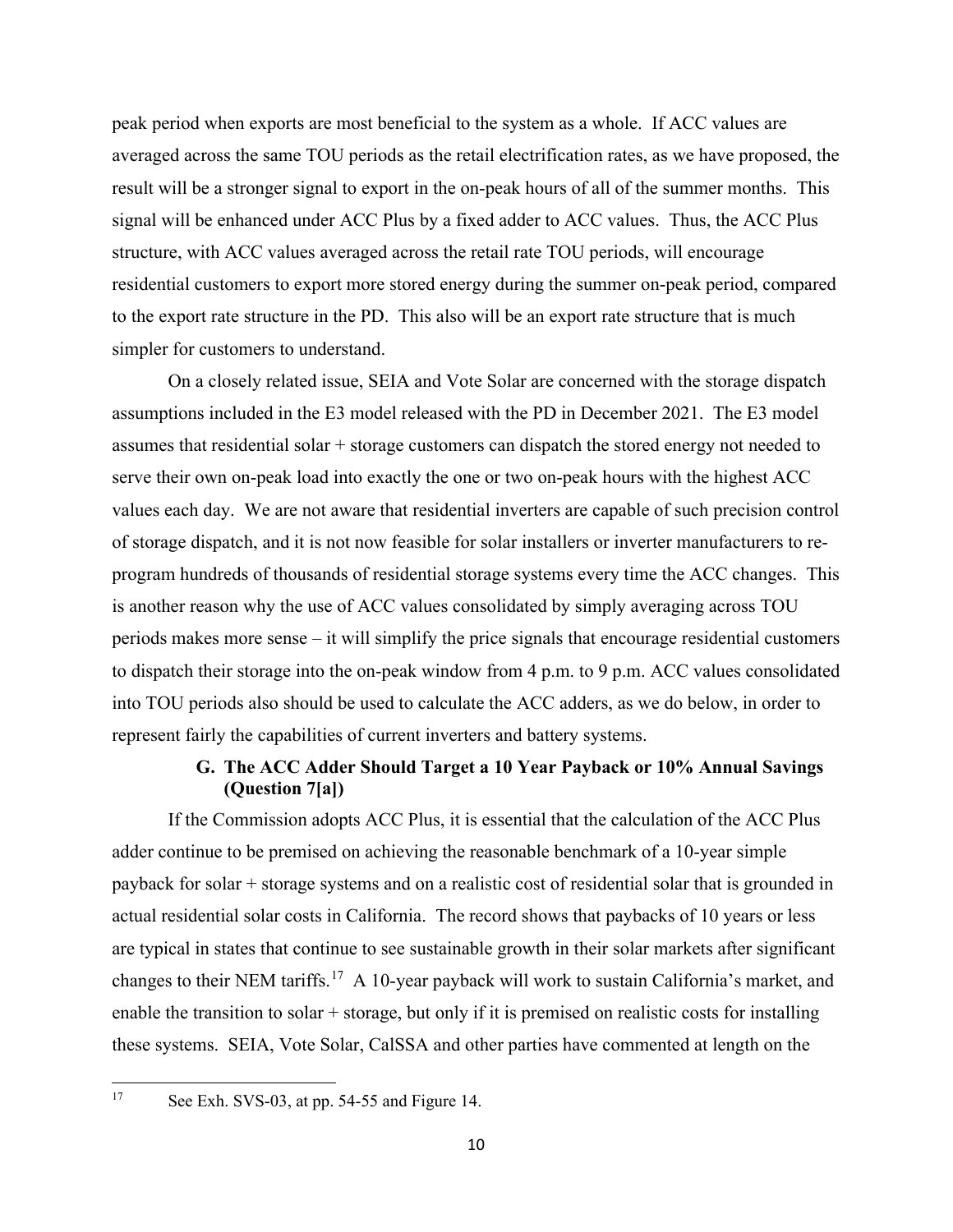peak period when exports are most beneficial to the system as a whole. If ACC values are averaged across the same TOU periods as the retail electrification rates, as we have proposed, the result will be a stronger signal to export in the on-peak hours of all of the summer months. This signal will be enhanced under ACC Plus by a fixed adder to ACC values. Thus, the ACC Plus structure, with ACC values averaged across the retail rate TOU periods, will encourage residential customers to export more stored energy during the summer on-peak period, compared to the export rate structure in the PD. This also will be an export rate structure that is much simpler for customers to understand.

On a closely related issue, SEIA and Vote Solar are concerned with the storage dispatch assumptions included in the E3 model released with the PD in December 2021. The E3 model assumes that residential solar + storage customers can dispatch the stored energy not needed to serve their own on-peak load into exactly the one or two on-peak hours with the highest ACC values each day. We are not aware that residential inverters are capable of such precision control of storage dispatch, and it is not now feasible for solar installers or inverter manufacturers to re-program hundreds of thousands of residential storage systems every time the ACC changes. This is another reason why the use of ACC values consolidated by simply averaging across TOU periods makes more sense – it will simplify the price signals that encourage residential customers to dispatch their storage into the on-peak window from 4 p.m. to 9 p.m. ACC values consolidated into TOU periods also should be used to calculate the ACC adders, as we do below, in order to represent fairly the capabilities of current inverters and battery systems.

### G. The ACC Adder Should Target a 10 Year Payback or 10% Annual Savings (Question 7[a])

If the Commission adopts ACC Plus, it is essential that the calculation of the ACC Plus adder continue to be premised on achieving the reasonable benchmark of a 10-year simple payback for solar + storage systems and on a realistic cost of residential solar that is grounded in actual residential solar costs in California. The record shows that paybacks of 10 years or less are typical in states that continue to see sustainable growth in their solar markets after significant changes to their NEM tariffs.[17] A 10-year payback will work to sustain California's market, and enable the transition to solar + storage, but only if it is premised on realistic costs for installing these systems. SEIA, Vote Solar, CalSSA and other parties have commented at length on the

[17] See Exh. SVS-03, at pp. 54-55 and Figure 14.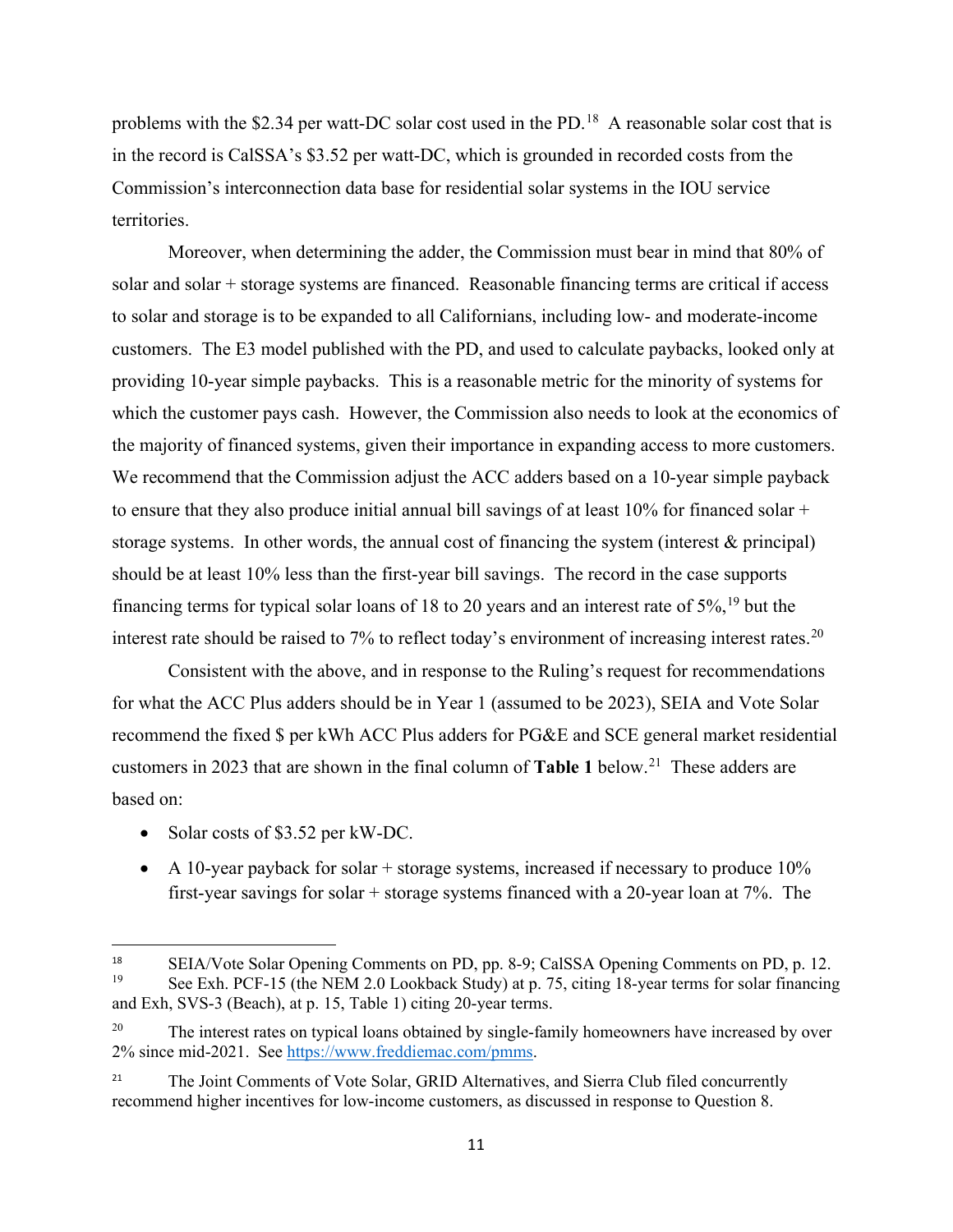problems with the $2.34 per watt-DC solar cost used in the PD.[18] A reasonable solar cost that is in the record is CalSSA's $3.52 per watt-DC, which is grounded in recorded costs from the Commission's interconnection data base for residential solar systems in the IOU service territories.

Moreover, when determining the adder, the Commission must bear in mind that 80% of solar and solar + storage systems are financed. Reasonable financing terms are critical if access to solar and storage is to be expanded to all Californians, including low- and moderate-income customers. The E3 model published with the PD, and used to calculate paybacks, looked only at providing 10-year simple paybacks. This is a reasonable metric for the minority of systems for which the customer pays cash. However, the Commission also needs to look at the economics of the majority of financed systems, given their importance in expanding access to more customers. We recommend that the Commission adjust the ACC adders based on a 10-year simple payback to ensure that they also produce initial annual bill savings of at least 10% for financed solar + storage systems. In other words, the annual cost of financing the system (interest & principal) should be at least 10% less than the first-year bill savings. The record in the case supports financing terms for typical solar loans of 18 to 20 years and an interest rate of 5%,[19] but the interest rate should be raised to 7% to reflect today's environment of increasing interest rates.[20]

Consistent with the above, and in response to the Ruling's request for recommendations for what the ACC Plus adders should be in Year 1 (assumed to be 2023), SEIA and Vote Solar recommend the fixed $ per kWh ACC Plus adders for PG&E and SCE general market residential customers in 2023 that are shown in the final column of **Table 1** below.[21] These adders are based on:

- Solar costs of $3.52 per kW-DC.
- A 10-year payback for solar + storage systems, increased if necessary to produce 10% first-year savings for solar + storage systems financed with a 20-year loan at 7%. The

---

[18] SEIA/Vote Solar Opening Comments on PD, pp. 8-9; CalSSA Opening Comments on PD, p. 12.

[19] See Exh. PCF-15 (the NEM 2.0 Lookback Study) at p. 75, citing 18-year terms for solar financing and Exh, SVS-3 (Beach), at p. 15, Table 1) citing 20-year terms.

[20] The interest rates on typical loans obtained by single-family homeowners have increased by over 2% since mid-2021. See https://www.freddiemac.com/pmms.

[21] The Joint Comments of Vote Solar, GRID Alternatives, and Sierra Club filed concurrently recommend higher incentives for low-income customers, as discussed in response to Question 8.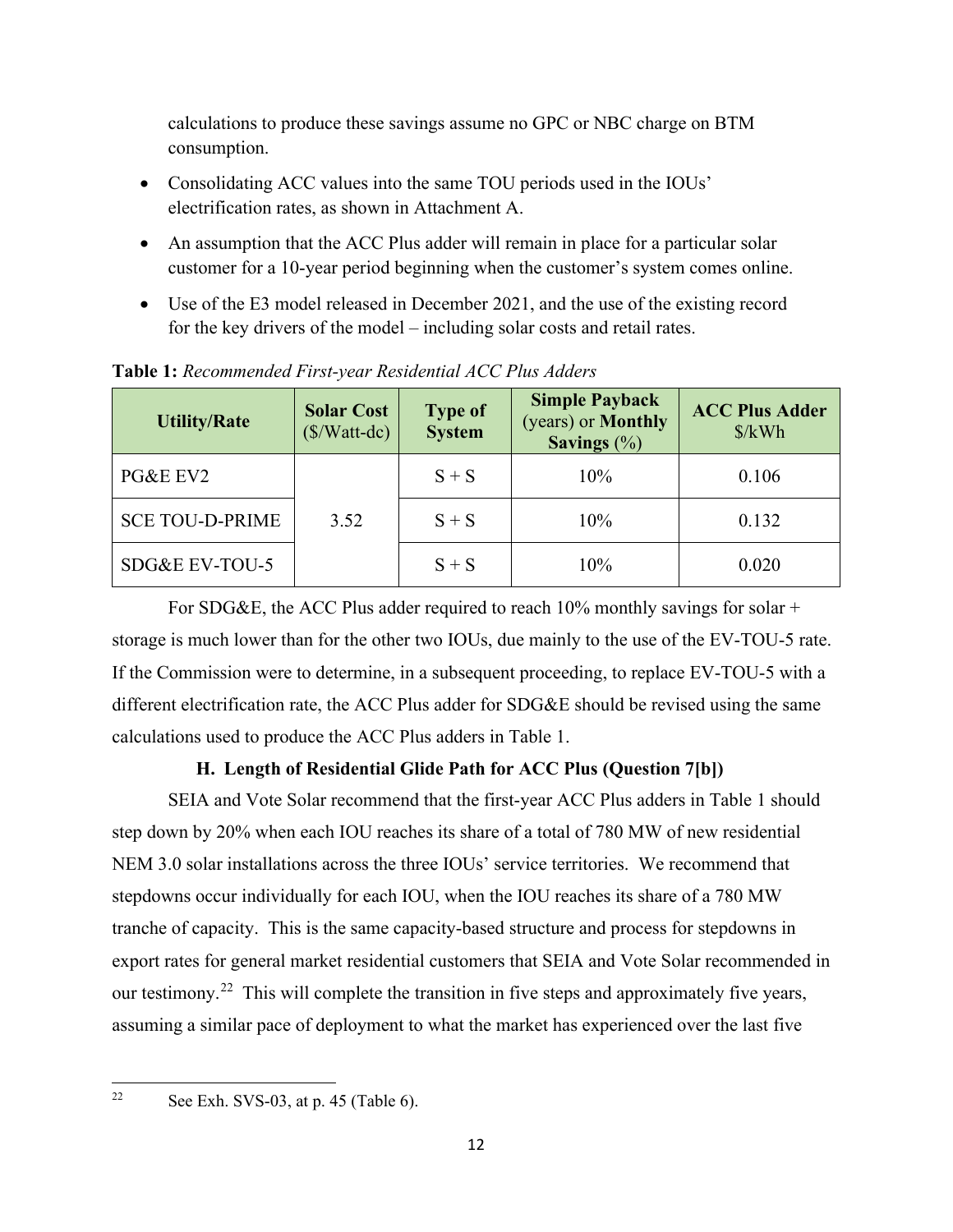calculations to produce these savings assume no GPC or NBC charge on BTM consumption.

- Consolidating ACC values into the same TOU periods used in the IOUs' electrification rates, as shown in Attachment A.
- An assumption that the ACC Plus adder will remain in place for a particular solar customer for a 10-year period beginning when the customer's system comes online.
- Use of the E3 model released in December 2021, and the use of the existing record for the key drivers of the model – including solar costs and retail rates.

**Table 1:** *Recommended First-year Residential ACC Plus Adders*

| Utility/Rate | Solar Cost ($/Watt-dc) | Type of System | Simple Payback (years) or Monthly Savings (%) | ACC Plus Adder $/kWh |
|---|---|---|---|---|
| PG&E EV2 | 3.52 | S + S | 10% | 0.106 |
| SCE TOU-D-PRIME | | S + S | 10% | 0.132 |
| SDG&E EV-TOU-5 | | S + S | 10% | 0.020 |

For SDG&E, the ACC Plus adder required to reach 10% monthly savings for solar + storage is much lower than for the other two IOUs, due mainly to the use of the EV-TOU-5 rate. If the Commission were to determine, in a subsequent proceeding, to replace EV-TOU-5 with a different electrification rate, the ACC Plus adder for SDG&E should be revised using the same calculations used to produce the ACC Plus adders in Table 1.

### H. Length of Residential Glide Path for ACC Plus (Question 7[b])

SEIA and Vote Solar recommend that the first-year ACC Plus adders in Table 1 should step down by 20% when each IOU reaches its share of a total of 780 MW of new residential NEM 3.0 solar installations across the three IOUs' service territories. We recommend that stepdowns occur individually for each IOU, when the IOU reaches its share of a 780 MW tranche of capacity. This is the same capacity-based structure and process for stepdowns in export rates for general market residential customers that SEIA and Vote Solar recommended in our testimony.[22] This will complete the transition in five steps and approximately five years, assuming a similar pace of deployment to what the market has experienced over the last five

[22] See Exh. SVS-03, at p. 45 (Table 6).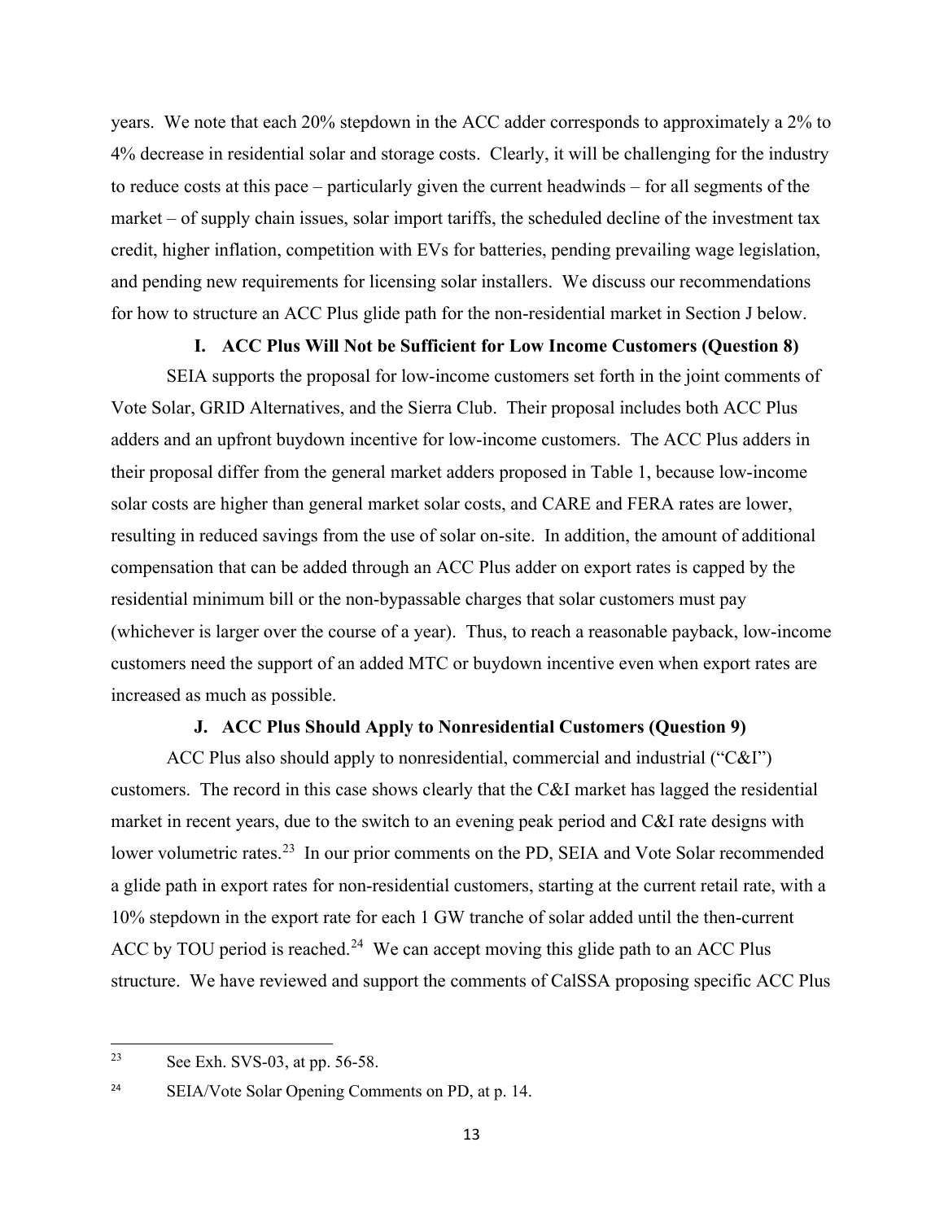years. We note that each 20% stepdown in the ACC adder corresponds to approximately a 2% to 4% decrease in residential solar and storage costs. Clearly, it will be challenging for the industry to reduce costs at this pace – particularly given the current headwinds – for all segments of the market – of supply chain issues, solar import tariffs, the scheduled decline of the investment tax credit, higher inflation, competition with EVs for batteries, pending prevailing wage legislation, and pending new requirements for licensing solar installers. We discuss our recommendations for how to structure an ACC Plus glide path for the non-residential market in Section J below.

### I. ACC Plus Will Not be Sufficient for Low Income Customers (Question 8)

SEIA supports the proposal for low-income customers set forth in the joint comments of Vote Solar, GRID Alternatives, and the Sierra Club. Their proposal includes both ACC Plus adders and an upfront buydown incentive for low-income customers. The ACC Plus adders in their proposal differ from the general market adders proposed in Table 1, because low-income solar costs are higher than general market solar costs, and CARE and FERA rates are lower, resulting in reduced savings from the use of solar on-site. In addition, the amount of additional compensation that can be added through an ACC Plus adder on export rates is capped by the residential minimum bill or the non-bypassable charges that solar customers must pay (whichever is larger over the course of a year). Thus, to reach a reasonable payback, low-income customers need the support of an added MTC or buydown incentive even when export rates are increased as much as possible.

### J. ACC Plus Should Apply to Nonresidential Customers (Question 9)

ACC Plus also should apply to nonresidential, commercial and industrial ("C&I") customers. The record in this case shows clearly that the C&I market has lagged the residential market in recent years, due to the switch to an evening peak period and C&I rate designs with lower volumetric rates.[23] In our prior comments on the PD, SEIA and Vote Solar recommended a glide path in export rates for non-residential customers, starting at the current retail rate, with a 10% stepdown in the export rate for each 1 GW tranche of solar added until the then-current ACC by TOU period is reached.[24] We can accept moving this glide path to an ACC Plus structure. We have reviewed and support the comments of CalSSA proposing specific ACC Plus

---

[23] See Exh. SVS-03, at pp. 56-58.

[24] SEIA/Vote Solar Opening Comments on PD, at p. 14.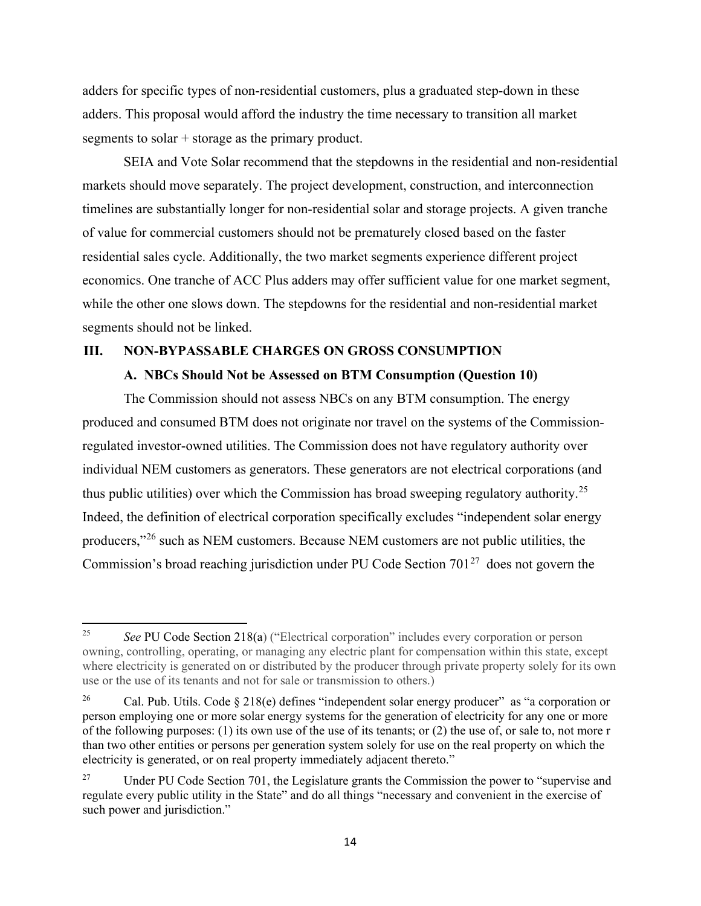adders for specific types of non-residential customers, plus a graduated step-down in these adders. This proposal would afford the industry the time necessary to transition all market segments to solar + storage as the primary product.

SEIA and Vote Solar recommend that the stepdowns in the residential and non-residential markets should move separately. The project development, construction, and interconnection timelines are substantially longer for non-residential solar and storage projects. A given tranche of value for commercial customers should not be prematurely closed based on the faster residential sales cycle. Additionally, the two market segments experience different project economics. One tranche of ACC Plus adders may offer sufficient value for one market segment, while the other one slows down. The stepdowns for the residential and non-residential market segments should not be linked.

## III. NON-BYPASSABLE CHARGES ON GROSS CONSUMPTION

### A. NBCs Should Not be Assessed on BTM Consumption (Question 10)

The Commission should not assess NBCs on any BTM consumption. The energy produced and consumed BTM does not originate nor travel on the systems of the Commission-regulated investor-owned utilities. The Commission does not have regulatory authority over individual NEM customers as generators. These generators are not electrical corporations (and thus public utilities) over which the Commission has broad sweeping regulatory authority.[25] Indeed, the definition of electrical corporation specifically excludes "independent solar energy producers,"[26] such as NEM customers. Because NEM customers are not public utilities, the Commission's broad reaching jurisdiction under PU Code Section 701[27] does not govern the

---

[25] *See* PU Code Section 218(a) ("Electrical corporation" includes every corporation or person owning, controlling, operating, or managing any electric plant for compensation within this state, except where electricity is generated on or distributed by the producer through private property solely for its own use or the use of its tenants and not for sale or transmission to others.)

[26] Cal. Pub. Utils. Code § 218(e) defines "independent solar energy producer" as "a corporation or person employing one or more solar energy systems for the generation of electricity for any one or more of the following purposes: (1) its own use of the use of its tenants; or (2) the use of, or sale to, not more r than two other entities or persons per generation system solely for use on the real property on which the electricity is generated, or on real property immediately adjacent thereto."

[27] Under PU Code Section 701, the Legislature grants the Commission the power to "supervise and regulate every public utility in the State" and do all things "necessary and convenient in the exercise of such power and jurisdiction."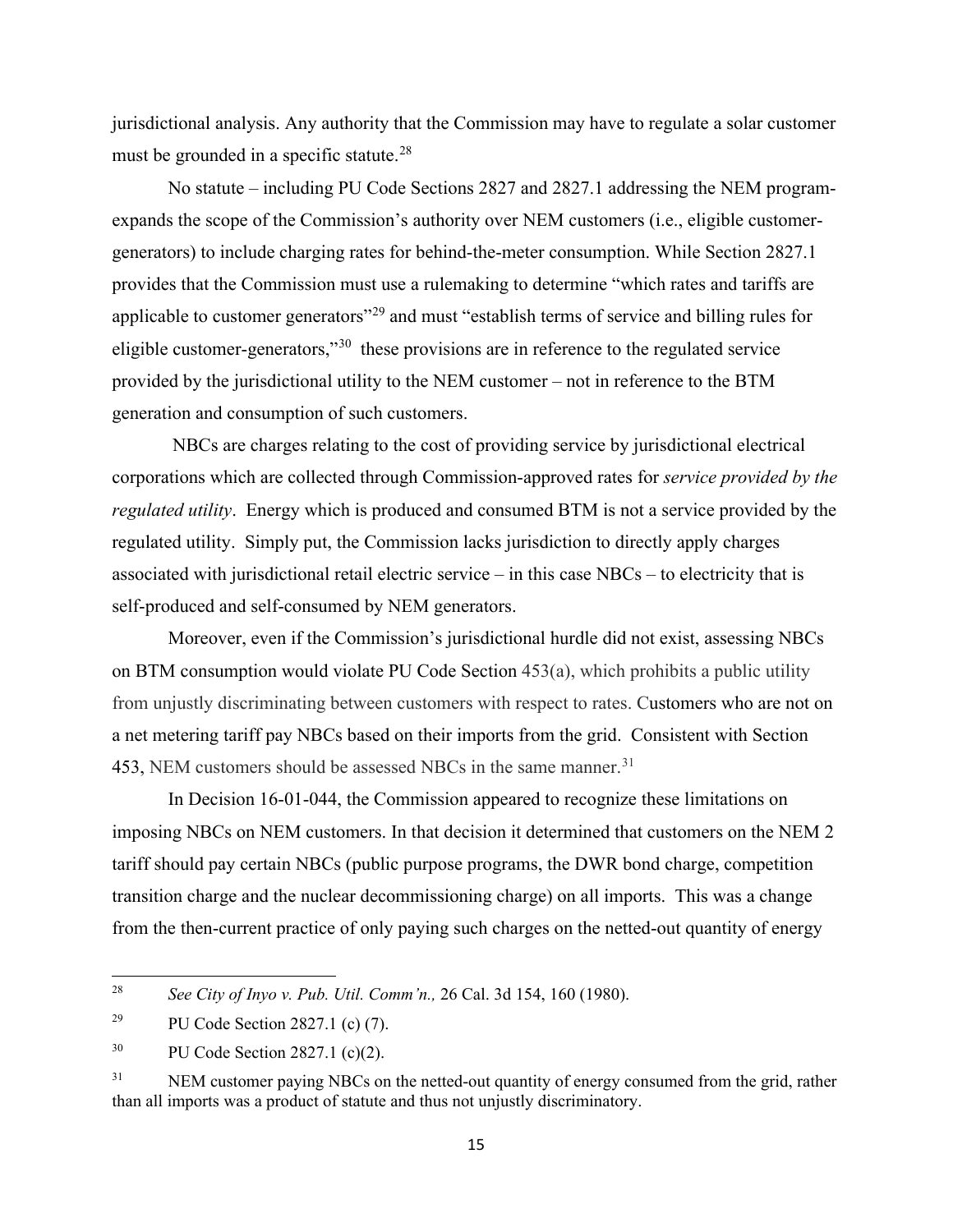jurisdictional analysis. Any authority that the Commission may have to regulate a solar customer must be grounded in a specific statute.[28]

No statute – including PU Code Sections 2827 and 2827.1 addressing the NEM program- expands the scope of the Commission's authority over NEM customers (i.e., eligible customer-generators) to include charging rates for behind-the-meter consumption. While Section 2827.1 provides that the Commission must use a rulemaking to determine "which rates and tariffs are applicable to customer generators"[29] and must "establish terms of service and billing rules for eligible customer-generators,"[30] these provisions are in reference to the regulated service provided by the jurisdictional utility to the NEM customer – not in reference to the BTM generation and consumption of such customers.

NBCs are charges relating to the cost of providing service by jurisdictional electrical corporations which are collected through Commission-approved rates for *service provided by the regulated utility*. Energy which is produced and consumed BTM is not a service provided by the regulated utility. Simply put, the Commission lacks jurisdiction to directly apply charges associated with jurisdictional retail electric service – in this case NBCs – to electricity that is self-produced and self-consumed by NEM generators.

Moreover, even if the Commission's jurisdictional hurdle did not exist, assessing NBCs on BTM consumption would violate PU Code Section 453(a), which prohibits a public utility from unjustly discriminating between customers with respect to rates. Customers who are not on a net metering tariff pay NBCs based on their imports from the grid. Consistent with Section 453, NEM customers should be assessed NBCs in the same manner.[31]

In Decision 16-01-044, the Commission appeared to recognize these limitations on imposing NBCs on NEM customers. In that decision it determined that customers on the NEM 2 tariff should pay certain NBCs (public purpose programs, the DWR bond charge, competition transition charge and the nuclear decommissioning charge) on all imports. This was a change from the then-current practice of only paying such charges on the netted-out quantity of energy

---

[28] *See City of Inyo v. Pub. Util. Comm'n.,* 26 Cal. 3d 154, 160 (1980).

[29] PU Code Section 2827.1 (c) (7).

[30] PU Code Section 2827.1 (c)(2).

[31] NEM customer paying NBCs on the netted-out quantity of energy consumed from the grid, rather than all imports was a product of statute and thus not unjustly discriminatory.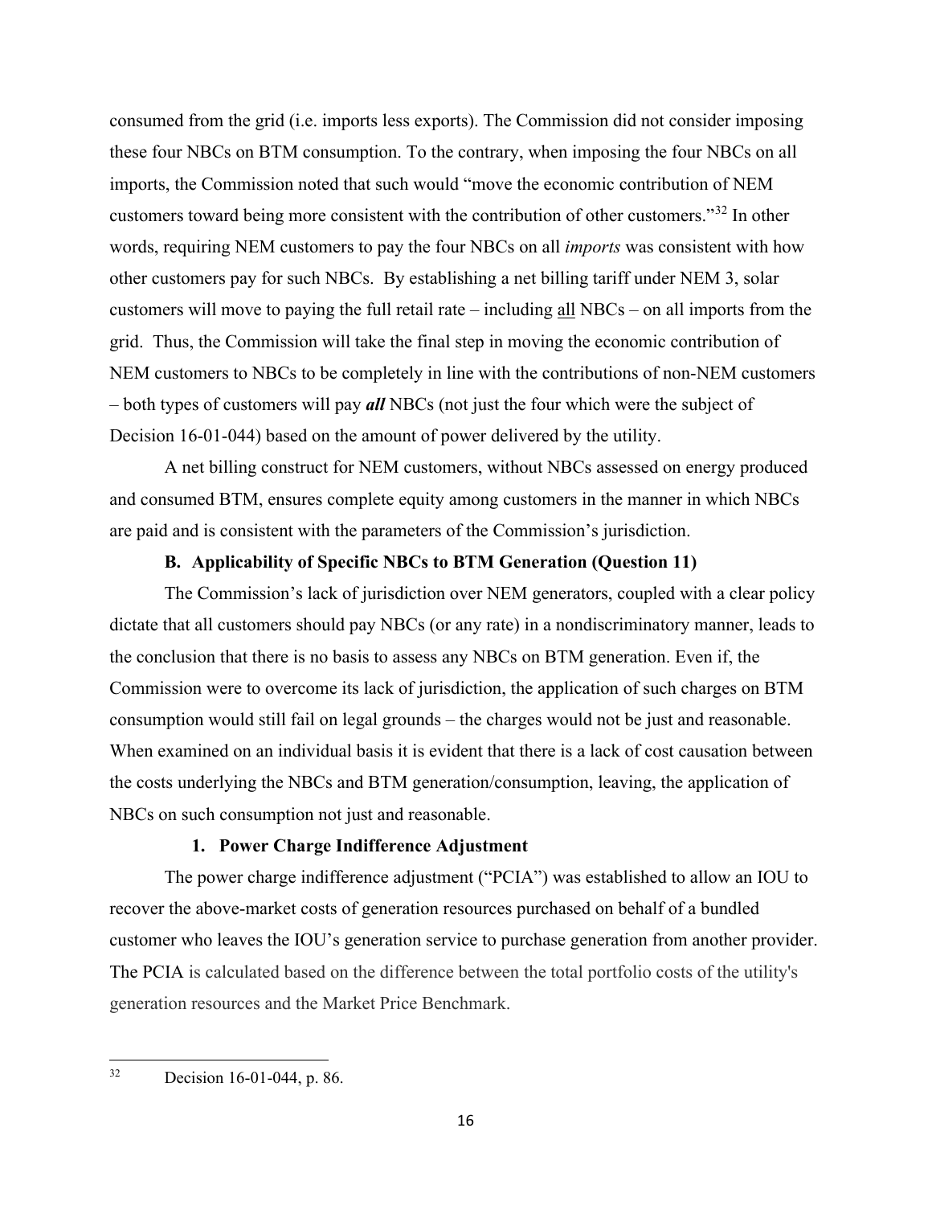consumed from the grid (i.e. imports less exports). The Commission did not consider imposing these four NBCs on BTM consumption. To the contrary, when imposing the four NBCs on all imports, the Commission noted that such would "move the economic contribution of NEM customers toward being more consistent with the contribution of other customers."[32] In other words, requiring NEM customers to pay the four NBCs on all *imports* was consistent with how other customers pay for such NBCs. By establishing a net billing tariff under NEM 3, solar customers will move to paying the full retail rate – including all NBCs – on all imports from the grid. Thus, the Commission will take the final step in moving the economic contribution of NEM customers to NBCs to be completely in line with the contributions of non-NEM customers – both types of customers will pay ***all*** NBCs (not just the four which were the subject of Decision 16-01-044) based on the amount of power delivered by the utility.

A net billing construct for NEM customers, without NBCs assessed on energy produced and consumed BTM, ensures complete equity among customers in the manner in which NBCs are paid and is consistent with the parameters of the Commission's jurisdiction.

### B. Applicability of Specific NBCs to BTM Generation (Question 11)

The Commission's lack of jurisdiction over NEM generators, coupled with a clear policy dictate that all customers should pay NBCs (or any rate) in a nondiscriminatory manner, leads to the conclusion that there is no basis to assess any NBCs on BTM generation. Even if, the Commission were to overcome its lack of jurisdiction, the application of such charges on BTM consumption would still fail on legal grounds – the charges would not be just and reasonable. When examined on an individual basis it is evident that there is a lack of cost causation between the costs underlying the NBCs and BTM generation/consumption, leaving, the application of NBCs on such consumption not just and reasonable.

#### 1. Power Charge Indifference Adjustment

The power charge indifference adjustment ("PCIA") was established to allow an IOU to recover the above-market costs of generation resources purchased on behalf of a bundled customer who leaves the IOU's generation service to purchase generation from another provider. The PCIA is calculated based on the difference between the total portfolio costs of the utility's generation resources and the Market Price Benchmark.

---

[32] Decision 16-01-044, p. 86.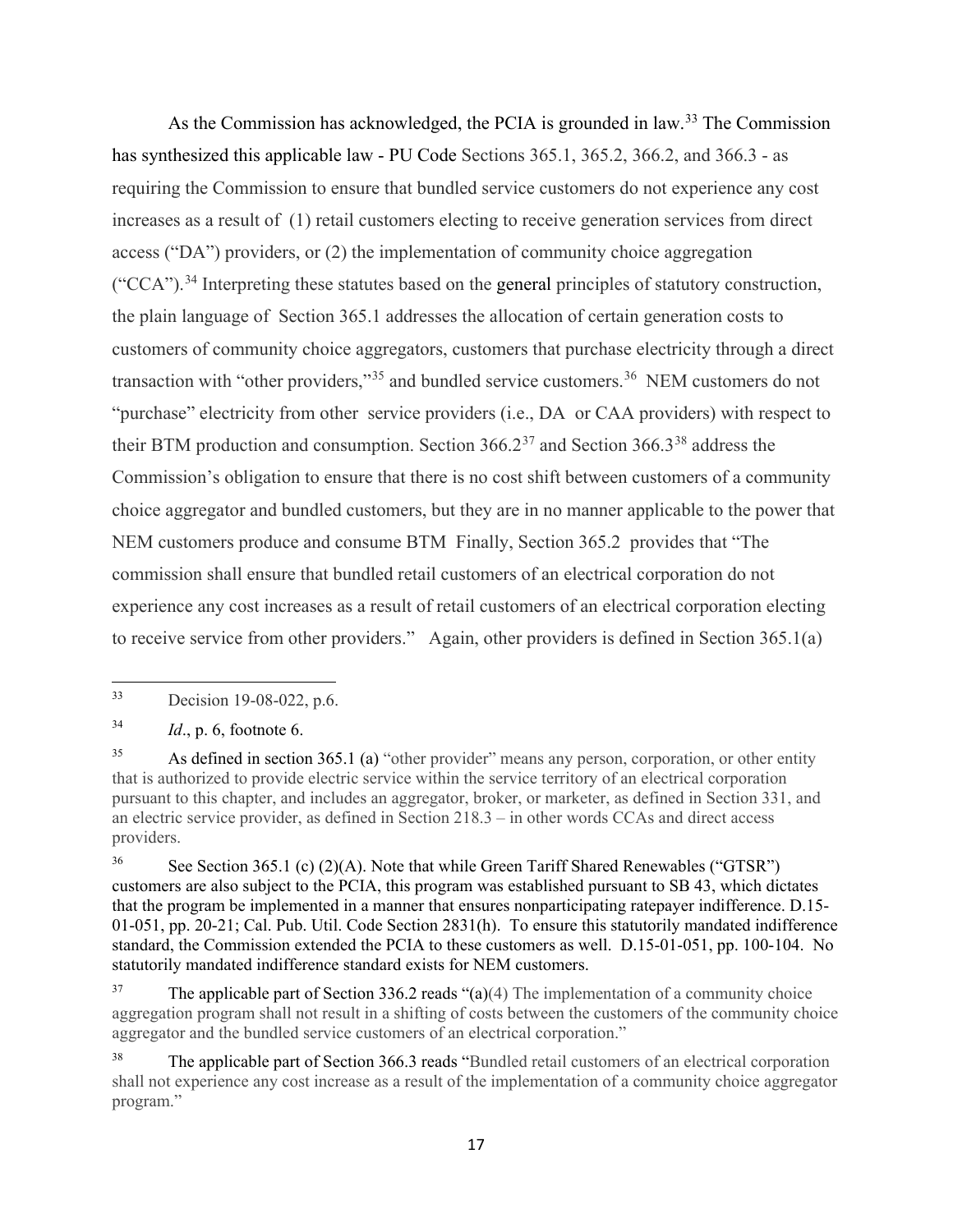As the Commission has acknowledged, the PCIA is grounded in law.[33] The Commission has synthesized this applicable law - PU Code Sections 365.1, 365.2, 366.2, and 366.3 - as requiring the Commission to ensure that bundled service customers do not experience any cost increases as a result of (1) retail customers electing to receive generation services from direct access ("DA") providers, or (2) the implementation of community choice aggregation ("CCA").[34] Interpreting these statutes based on the general principles of statutory construction, the plain language of Section 365.1 addresses the allocation of certain generation costs to customers of community choice aggregators, customers that purchase electricity through a direct transaction with "other providers,"[35] and bundled service customers.[36] NEM customers do not "purchase" electricity from other service providers (i.e., DA or CAA providers) with respect to their BTM production and consumption. Section 366.2[37] and Section 366.3[38] address the Commission's obligation to ensure that there is no cost shift between customers of a community choice aggregator and bundled customers, but they are in no manner applicable to the power that NEM customers produce and consume BTM Finally, Section 365.2 provides that "The commission shall ensure that bundled retail customers of an electrical corporation do not experience any cost increases as a result of retail customers of an electrical corporation electing to receive service from other providers." Again, other providers is defined in Section 365.1(a)

---

[33] Decision 19-08-022, p.6.

[34] *Id*., p. 6, footnote 6.

[35] As defined in section 365.1 (a) "other provider" means any person, corporation, or other entity that is authorized to provide electric service within the service territory of an electrical corporation pursuant to this chapter, and includes an aggregator, broker, or marketer, as defined in Section 331, and an electric service provider, as defined in Section 218.3 – in other words CCAs and direct access providers.

[36] See Section 365.1 (c) (2)(A). Note that while Green Tariff Shared Renewables ("GTSR") customers are also subject to the PCIA, this program was established pursuant to SB 43, which dictates that the program be implemented in a manner that ensures nonparticipating ratepayer indifference. D.15-01-051, pp. 20-21; Cal. Pub. Util. Code Section 2831(h). To ensure this statutorily mandated indifference standard, the Commission extended the PCIA to these customers as well. D.15-01-051, pp. 100-104. No statutorily mandated indifference standard exists for NEM customers.

[37] The applicable part of Section 336.2 reads "(a)(4) The implementation of a community choice aggregation program shall not result in a shifting of costs between the customers of the community choice aggregator and the bundled service customers of an electrical corporation."

[38] The applicable part of Section 366.3 reads "Bundled retail customers of an electrical corporation shall not experience any cost increase as a result of the implementation of a community choice aggregator program."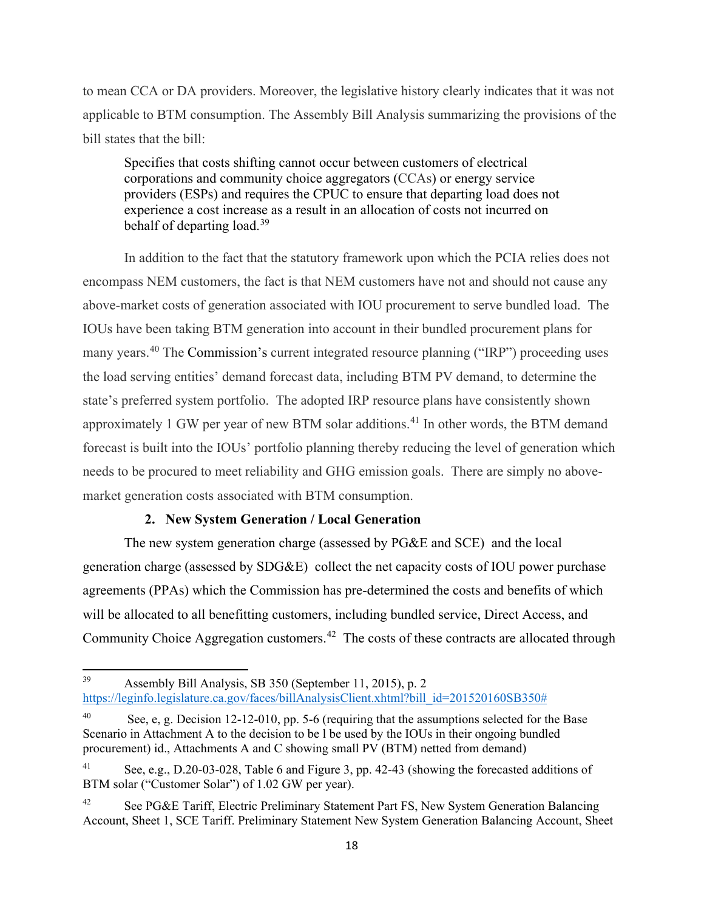to mean CCA or DA providers. Moreover, the legislative history clearly indicates that it was not applicable to BTM consumption. The Assembly Bill Analysis summarizing the provisions of the bill states that the bill:

> Specifies that costs shifting cannot occur between customers of electrical corporations and community choice aggregators (CCAs) or energy service providers (ESPs) and requires the CPUC to ensure that departing load does not experience a cost increase as a result in an allocation of costs not incurred on behalf of departing load.[39]

In addition to the fact that the statutory framework upon which the PCIA relies does not encompass NEM customers, the fact is that NEM customers have not and should not cause any above-market costs of generation associated with IOU procurement to serve bundled load. The IOUs have been taking BTM generation into account in their bundled procurement plans for many years.[40] The Commission's current integrated resource planning ("IRP") proceeding uses the load serving entities' demand forecast data, including BTM PV demand, to determine the state's preferred system portfolio. The adopted IRP resource plans have consistently shown approximately 1 GW per year of new BTM solar additions.[41] In other words, the BTM demand forecast is built into the IOUs' portfolio planning thereby reducing the level of generation which needs to be procured to meet reliability and GHG emission goals. There are simply no above-market generation costs associated with BTM consumption.

### 2. New System Generation / Local Generation

The new system generation charge (assessed by PG&E and SCE) and the local generation charge (assessed by SDG&E) collect the net capacity costs of IOU power purchase agreements (PPAs) which the Commission has pre-determined the costs and benefits of which will be allocated to all benefitting customers, including bundled service, Direct Access, and Community Choice Aggregation customers.[42] The costs of these contracts are allocated through

---

[39] Assembly Bill Analysis, SB 350 (September 11, 2015), p. 2 https://leginfo.legislature.ca.gov/faces/billAnalysisClient.xhtml?bill_id=201520160SB350#

[40] See, e, g. Decision 12-12-010, pp. 5-6 (requiring that the assumptions selected for the Base Scenario in Attachment A to the decision to be l be used by the IOUs in their ongoing bundled procurement) id., Attachments A and C showing small PV (BTM) netted from demand)

[41] See, e.g., D.20-03-028, Table 6 and Figure 3, pp. 42-43 (showing the forecasted additions of BTM solar ("Customer Solar") of 1.02 GW per year).

[42] See PG&E Tariff, Electric Preliminary Statement Part FS, New System Generation Balancing Account, Sheet 1, SCE Tariff. Preliminary Statement New System Generation Balancing Account, Sheet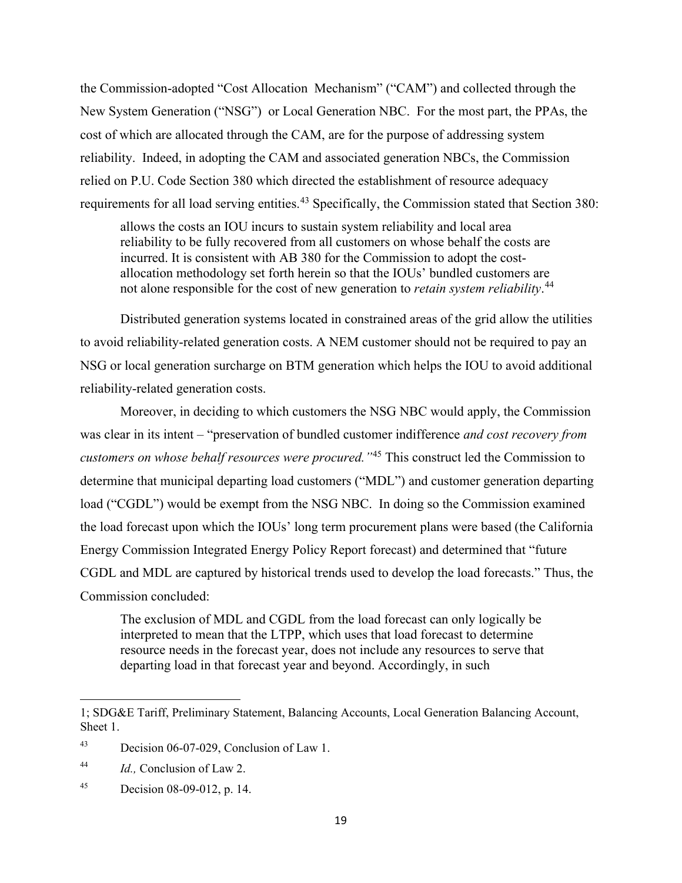the Commission-adopted "Cost Allocation  Mechanism" ("CAM") and collected through the New System Generation ("NSG")  or Local Generation NBC.  For the most part, the PPAs, the cost of which are allocated through the CAM, are for the purpose of addressing system reliability.  Indeed, in adopting the CAM and associated generation NBCs, the Commission relied on P.U. Code Section 380 which directed the establishment of resource adequacy requirements for all load serving entities.[43] Specifically, the Commission stated that Section 380:

> allows the costs an IOU incurs to sustain system reliability and local area reliability to be fully recovered from all customers on whose behalf the costs are incurred. It is consistent with AB 380 for the Commission to adopt the cost-allocation methodology set forth herein so that the IOUs' bundled customers are not alone responsible for the cost of new generation to *retain system reliability*.[44]

Distributed generation systems located in constrained areas of the grid allow the utilities to avoid reliability-related generation costs. A NEM customer should not be required to pay an NSG or local generation surcharge on BTM generation which helps the IOU to avoid additional reliability-related generation costs.

Moreover, in deciding to which customers the NSG NBC would apply, the Commission was clear in its intent – "preservation of bundled customer indifference *and cost recovery from customers on whose behalf resources were procured.*"[45] This construct led the Commission to determine that municipal departing load customers ("MDL") and customer generation departing load ("CGDL") would be exempt from the NSG NBC.  In doing so the Commission examined the load forecast upon which the IOUs' long term procurement plans were based (the California Energy Commission Integrated Energy Policy Report forecast) and determined that "future CGDL and MDL are captured by historical trends used to develop the load forecasts." Thus, the Commission concluded:

> The exclusion of MDL and CGDL from the load forecast can only logically be interpreted to mean that the LTPP, which uses that load forecast to determine resource needs in the forecast year, does not include any resources to serve that departing load in that forecast year and beyond. Accordingly, in such

---

1; SDG&E Tariff, Preliminary Statement, Balancing Accounts, Local Generation Balancing Account, Sheet 1.

[43] Decision 06-07-029, Conclusion of Law 1.

[44] *Id.,* Conclusion of Law 2.

[45] Decision 08-09-012, p. 14.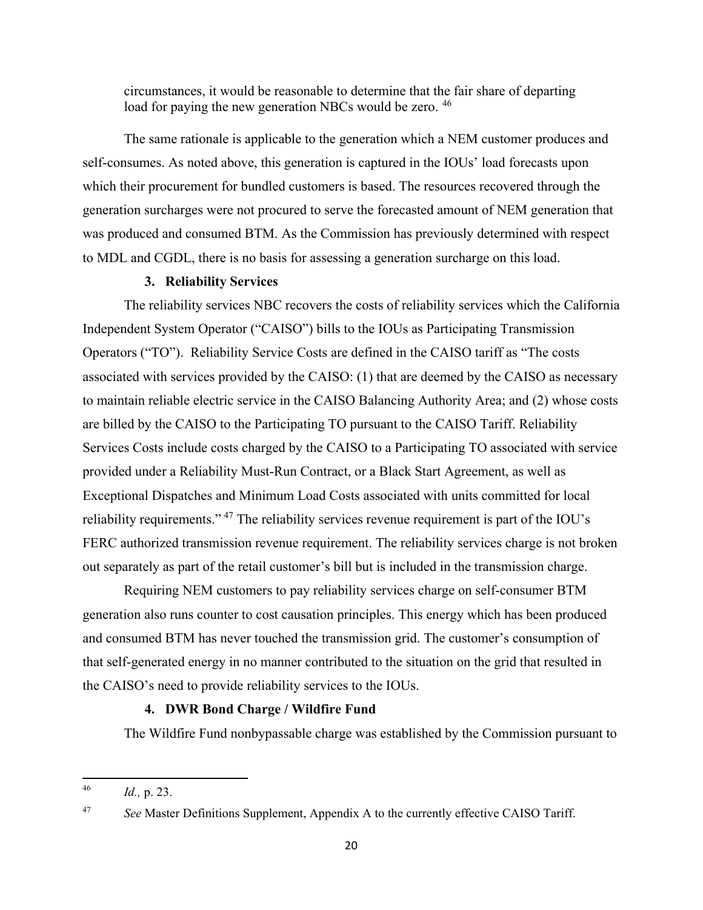> circumstances, it would be reasonable to determine that the fair share of departing load for paying the new generation NBCs would be zero. [46]

The same rationale is applicable to the generation which a NEM customer produces and self-consumes. As noted above, this generation is captured in the IOUs' load forecasts upon which their procurement for bundled customers is based. The resources recovered through the generation surcharges were not procured to serve the forecasted amount of NEM generation that was produced and consumed BTM. As the Commission has previously determined with respect to MDL and CGDL, there is no basis for assessing a generation surcharge on this load.

### 3. Reliability Services

The reliability services NBC recovers the costs of reliability services which the California Independent System Operator ("CAISO") bills to the IOUs as Participating Transmission Operators ("TO"). Reliability Service Costs are defined in the CAISO tariff as "The costs associated with services provided by the CAISO: (1) that are deemed by the CAISO as necessary to maintain reliable electric service in the CAISO Balancing Authority Area; and (2) whose costs are billed by the CAISO to the Participating TO pursuant to the CAISO Tariff. Reliability Services Costs include costs charged by the CAISO to a Participating TO associated with service provided under a Reliability Must-Run Contract, or a Black Start Agreement, as well as Exceptional Dispatches and Minimum Load Costs associated with units committed for local reliability requirements." [47] The reliability services revenue requirement is part of the IOU's FERC authorized transmission revenue requirement. The reliability services charge is not broken out separately as part of the retail customer's bill but is included in the transmission charge.

Requiring NEM customers to pay reliability services charge on self-consumer BTM generation also runs counter to cost causation principles. This energy which has been produced and consumed BTM has never touched the transmission grid. The customer's consumption of that self-generated energy in no manner contributed to the situation on the grid that resulted in the CAISO's need to provide reliability services to the IOUs.

### 4. DWR Bond Charge / Wildfire Fund

The Wildfire Fund nonbypassable charge was established by the Commission pursuant to

---

[46] *Id.,* p. 23.

[47] *See* Master Definitions Supplement, Appendix A to the currently effective CAISO Tariff.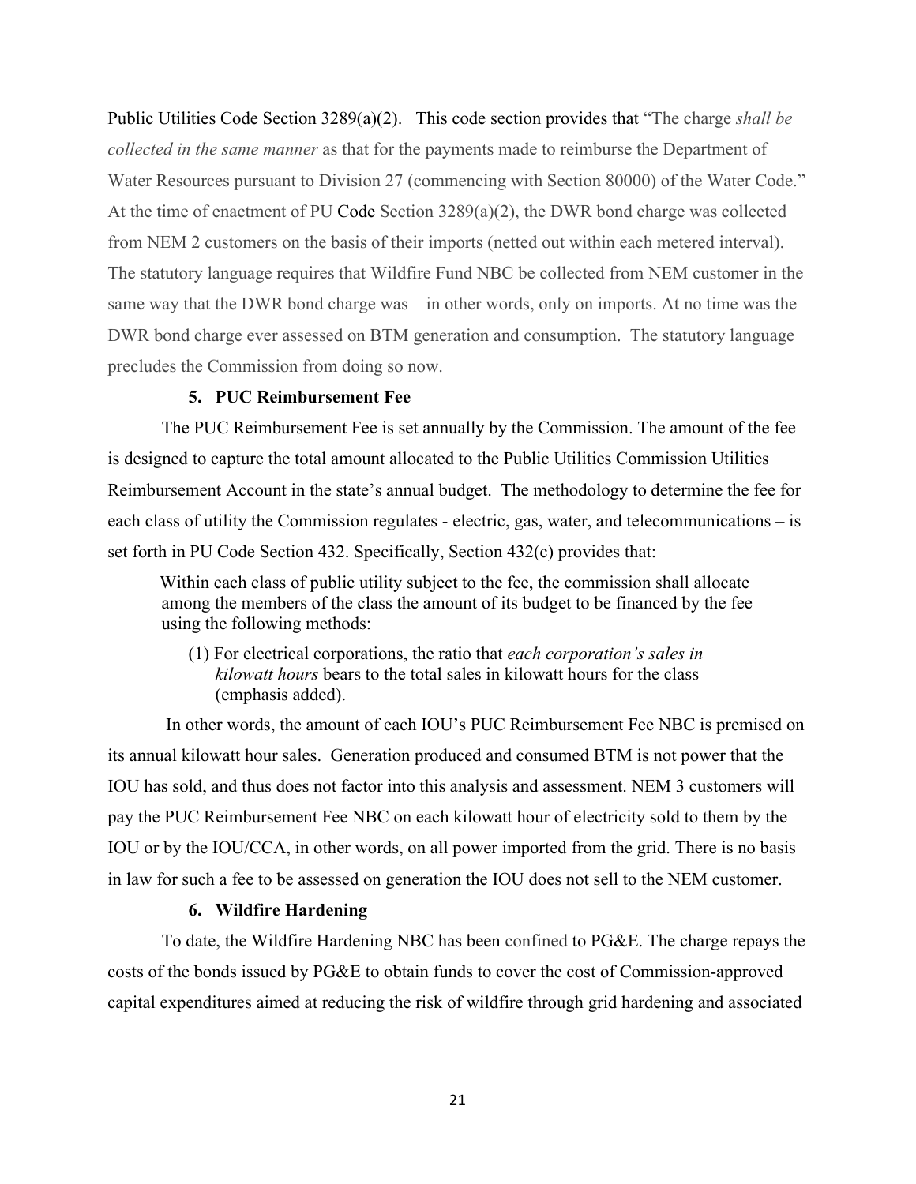Public Utilities Code Section 3289(a)(2). This code section provides that "The charge *shall be collected in the same manner* as that for the payments made to reimburse the Department of Water Resources pursuant to Division 27 (commencing with Section 80000) of the Water Code." At the time of enactment of PU Code Section 3289(a)(2), the DWR bond charge was collected from NEM 2 customers on the basis of their imports (netted out within each metered interval). The statutory language requires that Wildfire Fund NBC be collected from NEM customer in the same way that the DWR bond charge was – in other words, only on imports. At no time was the DWR bond charge ever assessed on BTM generation and consumption. The statutory language precludes the Commission from doing so now.

### 5. PUC Reimbursement Fee

The PUC Reimbursement Fee is set annually by the Commission. The amount of the fee is designed to capture the total amount allocated to the Public Utilities Commission Utilities Reimbursement Account in the state's annual budget. The methodology to determine the fee for each class of utility the Commission regulates - electric, gas, water, and telecommunications – is set forth in PU Code Section 432. Specifically, Section 432(c) provides that:

> Within each class of public utility subject to the fee, the commission shall allocate among the members of the class the amount of its budget to be financed by the fee using the following methods:
>
> (1) For electrical corporations, the ratio that *each corporation's sales in kilowatt hours* bears to the total sales in kilowatt hours for the class (emphasis added).

In other words, the amount of each IOU's PUC Reimbursement Fee NBC is premised on its annual kilowatt hour sales. Generation produced and consumed BTM is not power that the IOU has sold, and thus does not factor into this analysis and assessment. NEM 3 customers will pay the PUC Reimbursement Fee NBC on each kilowatt hour of electricity sold to them by the IOU or by the IOU/CCA, in other words, on all power imported from the grid. There is no basis in law for such a fee to be assessed on generation the IOU does not sell to the NEM customer.

### 6. Wildfire Hardening

To date, the Wildfire Hardening NBC has been confined to PG&E. The charge repays the costs of the bonds issued by PG&E to obtain funds to cover the cost of Commission-approved capital expenditures aimed at reducing the risk of wildfire through grid hardening and associated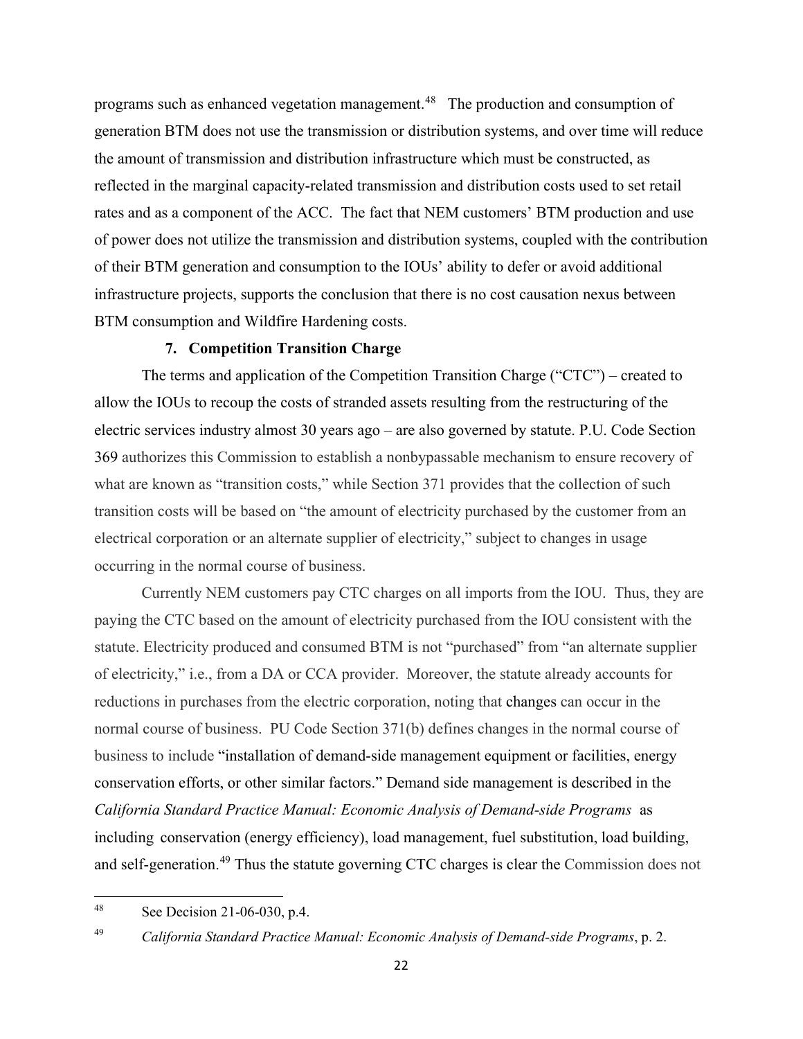programs such as enhanced vegetation management.[48] The production and consumption of generation BTM does not use the transmission or distribution systems, and over time will reduce the amount of transmission and distribution infrastructure which must be constructed, as reflected in the marginal capacity-related transmission and distribution costs used to set retail rates and as a component of the ACC. The fact that NEM customers' BTM production and use of power does not utilize the transmission and distribution systems, coupled with the contribution of their BTM generation and consumption to the IOUs' ability to defer or avoid additional infrastructure projects, supports the conclusion that there is no cost causation nexus between BTM consumption and Wildfire Hardening costs.

### 7. Competition Transition Charge

The terms and application of the Competition Transition Charge ("CTC") – created to allow the IOUs to recoup the costs of stranded assets resulting from the restructuring of the electric services industry almost 30 years ago – are also governed by statute. P.U. Code Section 369 authorizes this Commission to establish a nonbypassable mechanism to ensure recovery of what are known as "transition costs," while Section 371 provides that the collection of such transition costs will be based on "the amount of electricity purchased by the customer from an electrical corporation or an alternate supplier of electricity," subject to changes in usage occurring in the normal course of business.

Currently NEM customers pay CTC charges on all imports from the IOU. Thus, they are paying the CTC based on the amount of electricity purchased from the IOU consistent with the statute. Electricity produced and consumed BTM is not "purchased" from "an alternate supplier of electricity," i.e., from a DA or CCA provider. Moreover, the statute already accounts for reductions in purchases from the electric corporation, noting that changes can occur in the normal course of business. PU Code Section 371(b) defines changes in the normal course of business to include "installation of demand-side management equipment or facilities, energy conservation efforts, or other similar factors." Demand side management is described in the *California Standard Practice Manual: Economic Analysis of Demand-side Programs* as including conservation (energy efficiency), load management, fuel substitution, load building, and self-generation.[49] Thus the statute governing CTC charges is clear the Commission does not

---

[48] See Decision 21-06-030, p.4.

[49] *California Standard Practice Manual: Economic Analysis of Demand-side Programs*, p. 2.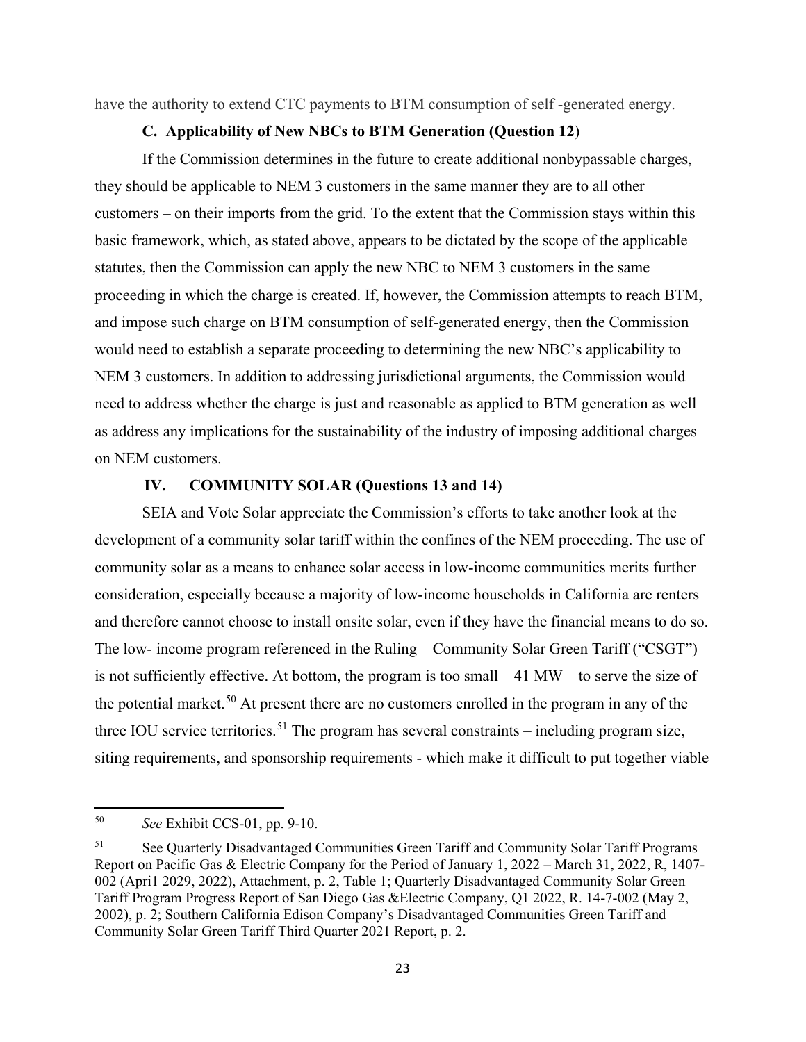have the authority to extend CTC payments to BTM consumption of self -generated energy.

### C. Applicability of New NBCs to BTM Generation (Question 12)

If the Commission determines in the future to create additional nonbypassable charges, they should be applicable to NEM 3 customers in the same manner they are to all other customers – on their imports from the grid. To the extent that the Commission stays within this basic framework, which, as stated above, appears to be dictated by the scope of the applicable statutes, then the Commission can apply the new NBC to NEM 3 customers in the same proceeding in which the charge is created. If, however, the Commission attempts to reach BTM, and impose such charge on BTM consumption of self-generated energy, then the Commission would need to establish a separate proceeding to determining the new NBC's applicability to NEM 3 customers. In addition to addressing jurisdictional arguments, the Commission would need to address whether the charge is just and reasonable as applied to BTM generation as well as address any implications for the sustainability of the industry of imposing additional charges on NEM customers.

## IV. COMMUNITY SOLAR (Questions 13 and 14)

SEIA and Vote Solar appreciate the Commission's efforts to take another look at the development of a community solar tariff within the confines of the NEM proceeding. The use of community solar as a means to enhance solar access in low-income communities merits further consideration, especially because a majority of low-income households in California are renters and therefore cannot choose to install onsite solar, even if they have the financial means to do so. The low- income program referenced in the Ruling – Community Solar Green Tariff ("CSGT") – is not sufficiently effective. At bottom, the program is too small – 41 MW – to serve the size of the potential market.[50] At present there are no customers enrolled in the program in any of the three IOU service territories.[51] The program has several constraints – including program size, siting requirements, and sponsorship requirements - which make it difficult to put together viable

---

[50] *See* Exhibit CCS-01, pp. 9-10.

[51] See Quarterly Disadvantaged Communities Green Tariff and Community Solar Tariff Programs Report on Pacific Gas & Electric Company for the Period of January 1, 2022 – March 31, 2022, R, 1407-002 (Apri1 2029, 2022), Attachment, p. 2, Table 1; Quarterly Disadvantaged Community Solar Green Tariff Program Progress Report of San Diego Gas &Electric Company, Q1 2022, R. 14-7-002 (May 2, 2002), p. 2; Southern California Edison Company's Disadvantaged Communities Green Tariff and Community Solar Green Tariff Third Quarter 2021 Report, p. 2.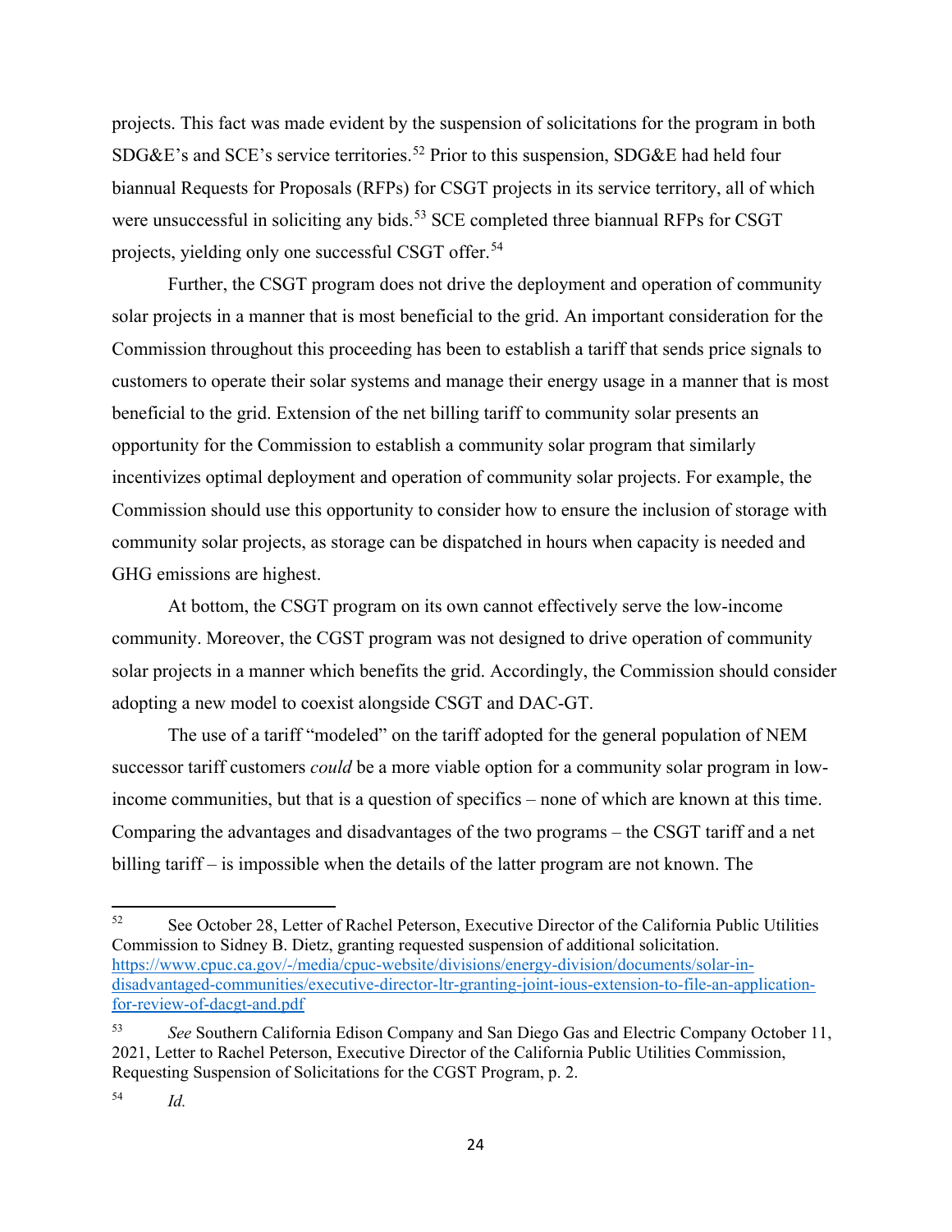projects. This fact was made evident by the suspension of solicitations for the program in both SDG&E's and SCE's service territories.[52] Prior to this suspension, SDG&E had held four biannual Requests for Proposals (RFPs) for CSGT projects in its service territory, all of which were unsuccessful in soliciting any bids.[53] SCE completed three biannual RFPs for CSGT projects, yielding only one successful CSGT offer.[54]

Further, the CSGT program does not drive the deployment and operation of community solar projects in a manner that is most beneficial to the grid. An important consideration for the Commission throughout this proceeding has been to establish a tariff that sends price signals to customers to operate their solar systems and manage their energy usage in a manner that is most beneficial to the grid. Extension of the net billing tariff to community solar presents an opportunity for the Commission to establish a community solar program that similarly incentivizes optimal deployment and operation of community solar projects. For example, the Commission should use this opportunity to consider how to ensure the inclusion of storage with community solar projects, as storage can be dispatched in hours when capacity is needed and GHG emissions are highest.

At bottom, the CSGT program on its own cannot effectively serve the low-income community. Moreover, the CGST program was not designed to drive operation of community solar projects in a manner which benefits the grid. Accordingly, the Commission should consider adopting a new model to coexist alongside CSGT and DAC-GT.

The use of a tariff "modeled" on the tariff adopted for the general population of NEM successor tariff customers *could* be a more viable option for a community solar program in low-income communities, but that is a question of specifics – none of which are known at this time. Comparing the advantages and disadvantages of the two programs – the CSGT tariff and a net billing tariff – is impossible when the details of the latter program are not known. The

---

[52] See October 28, Letter of Rachel Peterson, Executive Director of the California Public Utilities Commission to Sidney B. Dietz, granting requested suspension of additional solicitation. https://www.cpuc.ca.gov/-/media/cpuc-website/divisions/energy-division/documents/solar-in-disadvantaged-communities/executive-director-ltr-granting-joint-ious-extension-to-file-an-application-for-review-of-dacgt-and.pdf

[53] *See* Southern California Edison Company and San Diego Gas and Electric Company October 11, 2021, Letter to Rachel Peterson, Executive Director of the California Public Utilities Commission, Requesting Suspension of Solicitations for the CGST Program, p. 2.

[54] *Id.*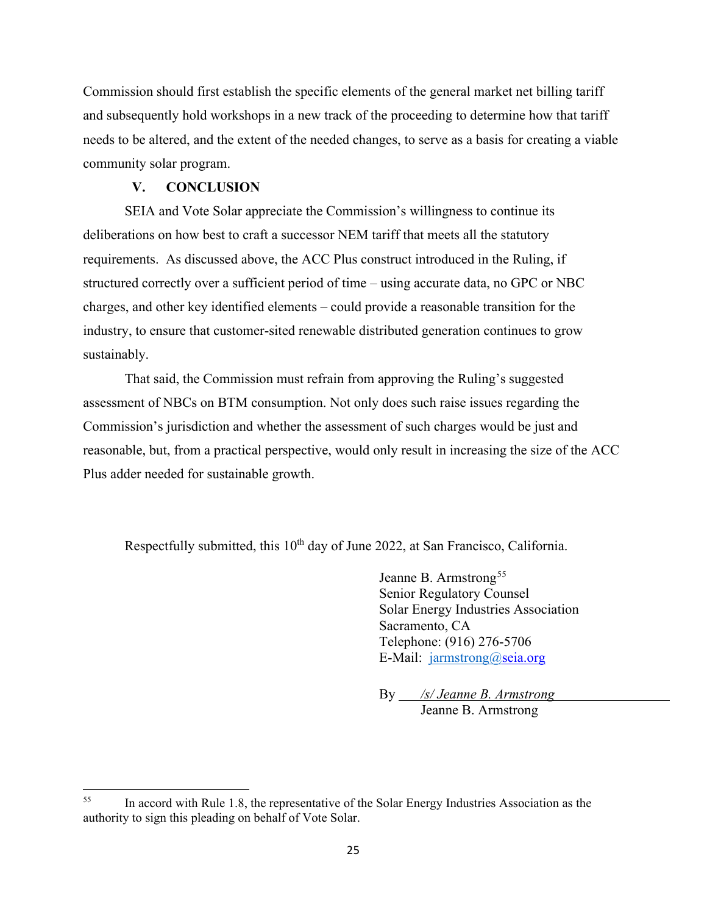Commission should first establish the specific elements of the general market net billing tariff and subsequently hold workshops in a new track of the proceeding to determine how that tariff needs to be altered, and the extent of the needed changes, to serve as a basis for creating a viable community solar program.

## V. CONCLUSION

SEIA and Vote Solar appreciate the Commission's willingness to continue its deliberations on how best to craft a successor NEM tariff that meets all the statutory requirements. As discussed above, the ACC Plus construct introduced in the Ruling, if structured correctly over a sufficient period of time – using accurate data, no GPC or NBC charges, and other key identified elements – could provide a reasonable transition for the industry, to ensure that customer-sited renewable distributed generation continues to grow sustainably.

That said, the Commission must refrain from approving the Ruling's suggested assessment of NBCs on BTM consumption. Not only does such raise issues regarding the Commission's jurisdiction and whether the assessment of such charges would be just and reasonable, but, from a practical perspective, would only result in increasing the size of the ACC Plus adder needed for sustainable growth.

Respectfully submitted, this 10th day of June 2022, at San Francisco, California.

Jeanne B. Armstrong[55]
Senior Regulatory Counsel
Solar Energy Industries Association
Sacramento, CA
Telephone: (916) 276-5706
E-Mail: jarmstrong@seia.org

By *_/s/ Jeanne B. Armstrong_*
Jeanne B. Armstrong

---

[55] In accord with Rule 1.8, the representative of the Solar Energy Industries Association as the authority to sign this pleading on behalf of Vote Solar.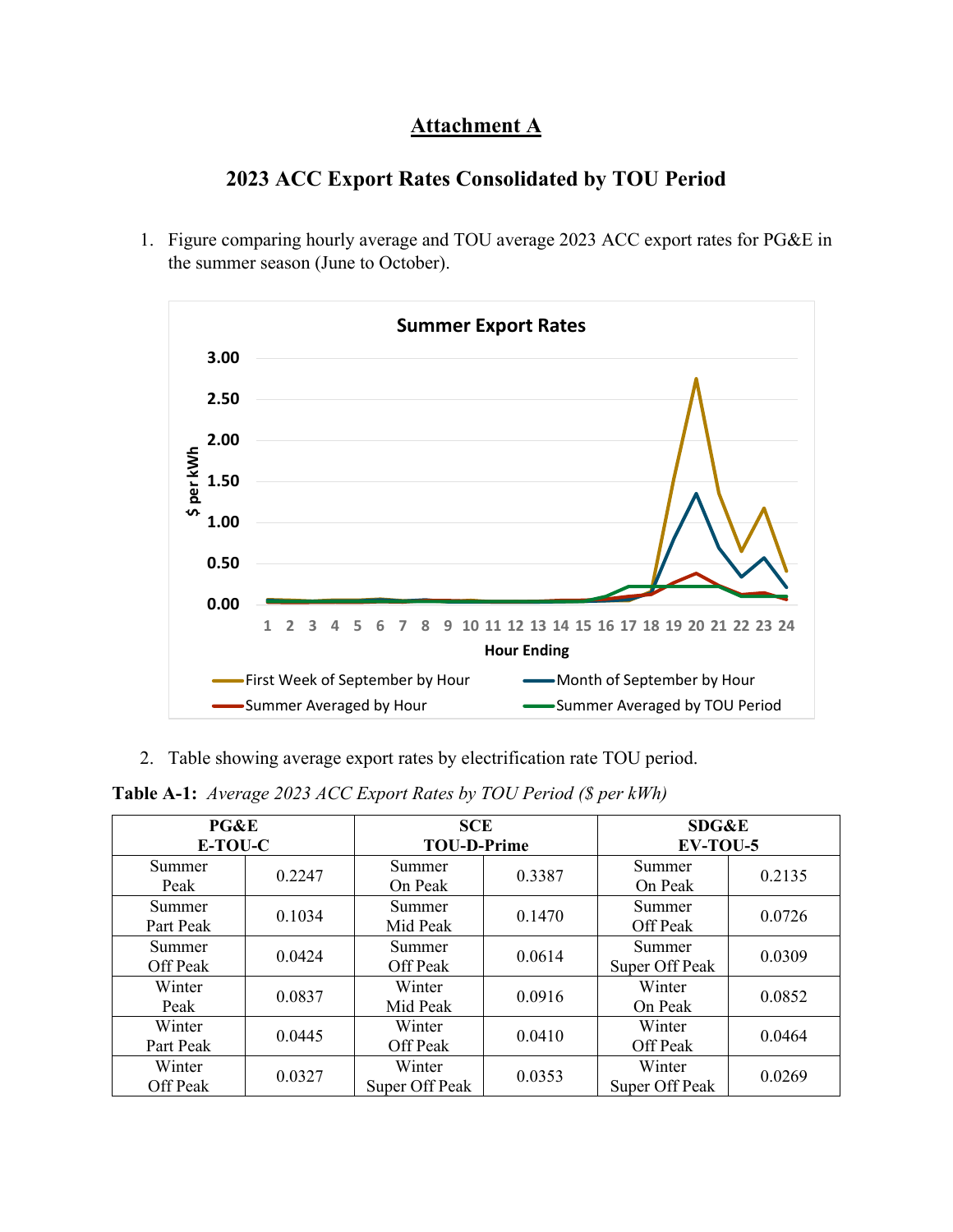# Attachment A

## 2023 ACC Export Rates Consolidated by TOU Period

1. Figure comparing hourly average and TOU average 2023 ACC export rates for PG&E in the summer season (June to October).

Summer Export Rates

$ per kWh

3.00
2.50
2.00
1.50
1.00
0.50
0.00

1 2 3 4 5 6 7 8 9 10 11 12 13 14 15 16 17 18 19 20 21 22 23 24

Hour Ending

First Week of September by Hour
Month of September by Hour
Summer Averaged by Hour
Summer Averaged by TOU Period

2. Table showing average export rates by electrification rate TOU period.

**Table A-1:** *Average 2023 ACC Export Rates by TOU Period ($ per kWh)*

| PG&E E-TOU-C | | SCE TOU-D-Prime | | SDG&E EV-TOU-5 | |
|---|---|---|---|---|---|
| Summer Peak | 0.2247 | Summer On Peak | 0.3387 | Summer On Peak | 0.2135 |
| Summer Part Peak | 0.1034 | Summer Mid Peak | 0.1470 | Summer Off Peak | 0.0726 |
| Summer Off Peak | 0.0424 | Summer Off Peak | 0.0614 | Summer Super Off Peak | 0.0309 |
| Winter Peak | 0.0837 | Winter Mid Peak | 0.0916 | Winter On Peak | 0.0852 |
| Winter Part Peak | 0.0445 | Winter Off Peak | 0.0410 | Winter Off Peak | 0.0464 |
| Winter Off Peak | 0.0327 | Winter Super Off Peak | 0.0353 | Winter Super Off Peak | 0.0269 |